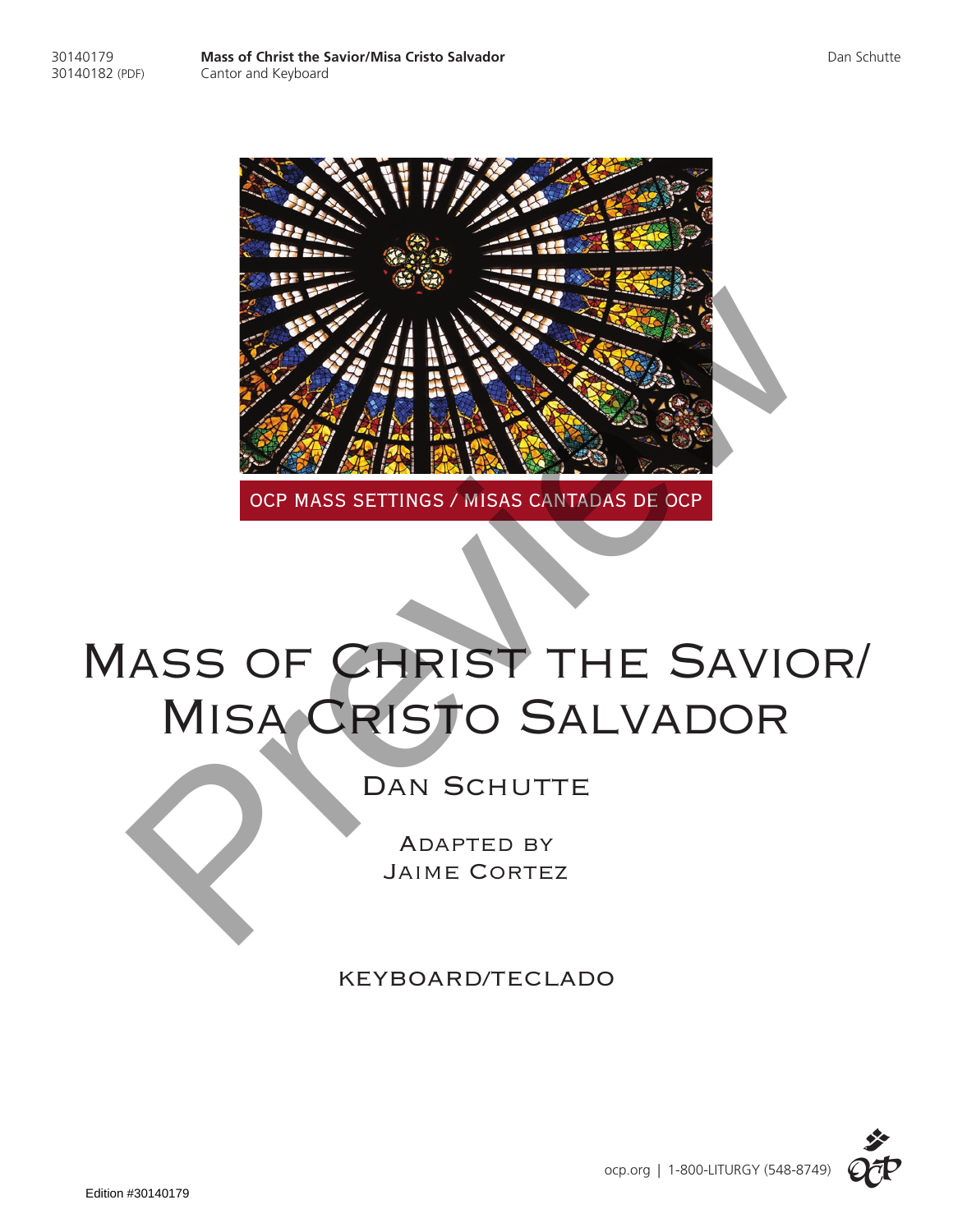30140179
30140182 (PDF)

**Mass of Christ the Savior/Misa Cristo Salvador**
Cantor and Keyboard

Dan Schutte

OCP MASS SETTINGS / MISAS CANTADAS DE OCP

# Mass of Christ the Savior/ Misa Cristo Salvador

## Dan Schutte

Adapted by
Jaime Cortez

KEYBOARD/TECLADO

ocp.org | 1-800-LITURGY (548-8749)

Edition #30140179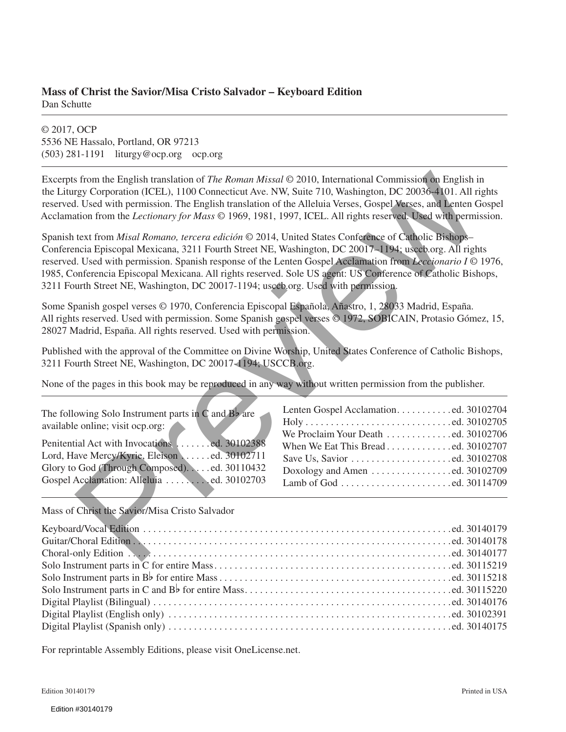**Mass of Christ the Savior/Misa Cristo Salvador – Keyboard Edition**
Dan Schutte

---

© 2017, OCP
5536 NE Hassalo, Portland, OR 97213
(503) 281-1191   liturgy@ocp.org   ocp.org

---

Excerpts from the English translation of *The Roman Missal* © 2010, International Commission on English in the Liturgy Corporation (ICEL), 1100 Connecticut Ave. NW, Suite 710, Washington, DC 20036-4101. All rights reserved. Used with permission. The English translation of the Alleluia Verses, Gospel Verses, and Lenten Gospel Acclamation from the *Lectionary for Mass* © 1969, 1981, 1997, ICEL. All rights reserved. Used with permission.

Spanish text from *Misal Romano, tercera edición* © 2014, United States Conference of Catholic Bishops–Conferencia Episcopal Mexicana, 3211 Fourth Street NE, Washington, DC 20017–1194; usccb.org. All rights reserved. Used with permission. Spanish response of the Lenten Gospel Acclamation from *Leccionario I* © 1976, 1985, Conferencia Episcopal Mexicana. All rights reserved. Sole US agent: US Conference of Catholic Bishops, 3211 Fourth Street NE, Washington, DC 20017-1194; usccb.org. Used with permission.

Some Spanish gospel verses © 1970, Conferencia Episcopal Española, Añastro, 1, 28033 Madrid, España. All rights reserved. Used with permission. Some Spanish gospel verses © 1972, SOBICAIN, Protasio Gómez, 15, 28027 Madrid, España. All rights reserved. Used with permission.

Published with the approval of the Committee on Divine Worship, United States Conference of Catholic Bishops, 3211 Fourth Street NE, Washington, DC 20017-1194; USCCB.org.

None of the pages in this book may be reproduced in any way without written permission from the publisher.

---

The following Solo Instrument parts in C and B♭ are available online; visit ocp.org:

Penitential Act with Invocations . . . . . . . ed. 30102388
Lord, Have Mercy/Kyrie, Eleison . . . . . . ed. 30102711
Glory to God (Through Composed). . . . . ed. 30110432
Gospel Acclamation: Alleluia . . . . . . . . . ed. 30102703
Lenten Gospel Acclamation. . . . . . . . . . . ed. 30102704
Holy . . . . . . . . . . . . . . . . . . . . . . . . . . . . ed. 30102705
We Proclaim Your Death . . . . . . . . . . . . . ed. 30102706
When We Eat This Bread . . . . . . . . . . . . . ed. 30102707
Save Us, Savior . . . . . . . . . . . . . . . . . . . . ed. 30102708
Doxology and Amen . . . . . . . . . . . . . . . . ed. 30102709
Lamb of God . . . . . . . . . . . . . . . . . . . . . . ed. 30114709

---

Mass of Christ the Savior/Misa Cristo Salvador

Keyboard/Vocal Edition . . . . . . . . . . . . . . . . . . . . . . . . . . . . . . . . . . . . . . . . . . . . ed. 30140179
Guitar/Choral Edition . . . . . . . . . . . . . . . . . . . . . . . . . . . . . . . . . . . . . . . . . . . . . ed. 30140178
Choral-only Edition . . . . . . . . . . . . . . . . . . . . . . . . . . . . . . . . . . . . . . . . . . . . . . ed. 30140177
Solo Instrument parts in C for entire Mass. . . . . . . . . . . . . . . . . . . . . . . . . . . . ed. 30115219
Solo Instrument parts in B♭ for entire Mass . . . . . . . . . . . . . . . . . . . . . . . . . . ed. 30115218
Solo Instrument parts in C and B♭ for entire Mass. . . . . . . . . . . . . . . . . . . . . ed. 30115220
Digital Playlist (Bilingual) . . . . . . . . . . . . . . . . . . . . . . . . . . . . . . . . . . . . . . . . ed. 30140176
Digital Playlist (English only) . . . . . . . . . . . . . . . . . . . . . . . . . . . . . . . . . . . . . ed. 30102391
Digital Playlist (Spanish only) . . . . . . . . . . . . . . . . . . . . . . . . . . . . . . . . . . . . . ed. 30140175

For reprintable Assembly Editions, please visit OneLicense.net.

Edition 30140179   Printed in USA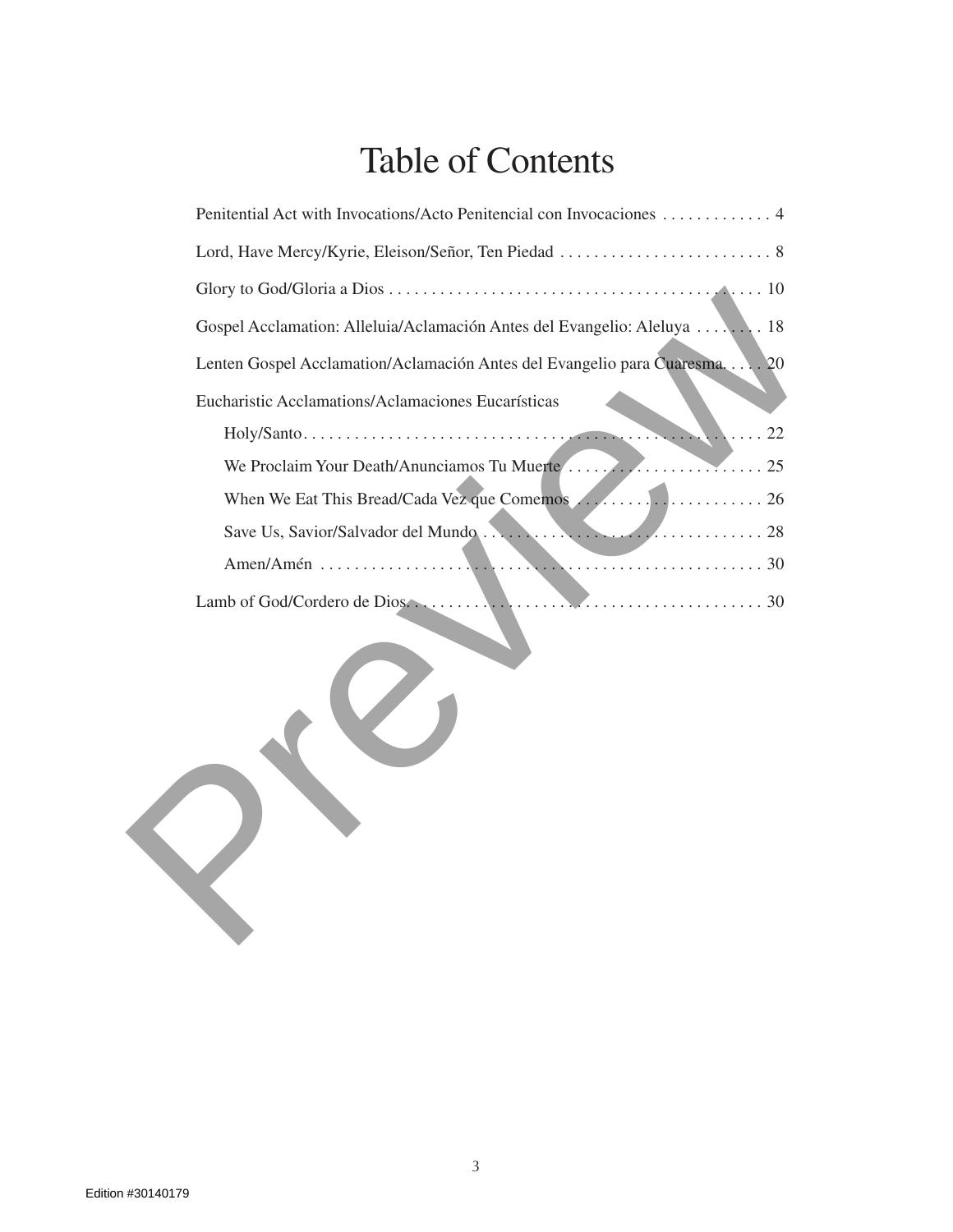# Table of Contents

Penitential Act with Invocations/Acto Penitencial con Invocaciones . . . . . . . . . . . . . 4

Lord, Have Mercy/Kyrie, Eleison/Señor, Ten Piedad . . . . . . . . . . . . . . . . . . . . . . . . . 8

Glory to God/Gloria a Dios . . . . . . . . . . . . . . . . . . . . . . . . . . . . . . . . . . . . . . . . . . . 10

Gospel Acclamation: Alleluia/Aclamación Antes del Evangelio: Aleluya . . . . . . . . 18

Lenten Gospel Acclamation/Aclamación Antes del Evangelio para Cuaresma. . . . . 20

Eucharistic Acclamations/Aclamaciones Eucarísticas

- Holy/Santo. . . . . . . . . . . . . . . . . . . . . . . . . . . . . . . . . . . . . . . . . . . . . . . . . . . . . 22
- We Proclaim Your Death/Anunciamos Tu Muerte . . . . . . . . . . . . . . . . . . . . . . . 25
- When We Eat This Bread/Cada Vez que Comemos . . . . . . . . . . . . . . . . . . . . . . 26
- Save Us, Savior/Salvador del Mundo . . . . . . . . . . . . . . . . . . . . . . . . . . . . . . . . . 28
- Amen/Amén . . . . . . . . . . . . . . . . . . . . . . . . . . . . . . . . . . . . . . . . . . . . . . . . . . . 30

Lamb of God/Cordero de Dios. . . . . . . . . . . . . . . . . . . . . . . . . . . . . . . . . . . . . . . . . 30

Edition #30140179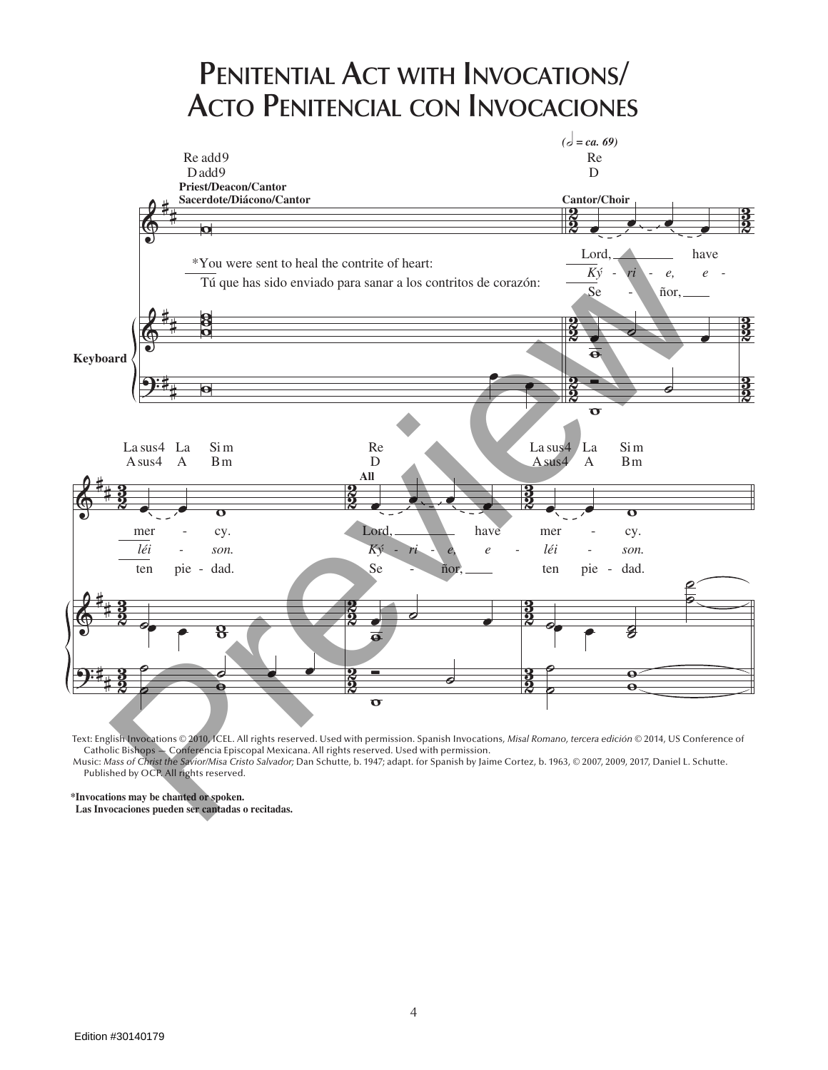# Penitential Act with Invocations/ Acto Penitencial con Invocaciones

(𝅗𝅥 = ca. 69)

Re add9 / D add9

**Priest/Deacon/Cantor**
**Sacerdote/Diácono/Cantor**

*You were sent to heal the contrite of heart:
Tú que has sido enviado para sanar a los contritos de corazón:

Re / D

**Cantor/Choir**

Lord, have mercy.
*Ký - ri - e, e - léi - son.*
Se - ñor, ten pie - dad.

La sus4 / A sus4 — La / A — Si m / B m — Re / D

**All**

Lord, have mercy.
*Ký - ri - e, e - léi - son.*
Se - ñor, ten pie - dad.

**Keyboard**

Text: English Invocations © 2010, ICEL. All rights reserved. Used with permission. Spanish Invocations, *Misal Romano, tercera edición* © 2014, US Conference of Catholic Bishops — Conferencia Episcopal Mexicana. All rights reserved. Used with permission.
Music: *Mass of Christ the Savior/Misa Cristo Salvador;* Dan Schutte, b. 1947; adapt. for Spanish by Jaime Cortez, b. 1963, © 2007, 2009, 2017, Daniel L. Schutte. Published by OCP. All rights reserved.

**\*Invocations may be chanted or spoken.**
**Las Invocaciones pueden ser cantadas o recitadas.**

Edition #30140179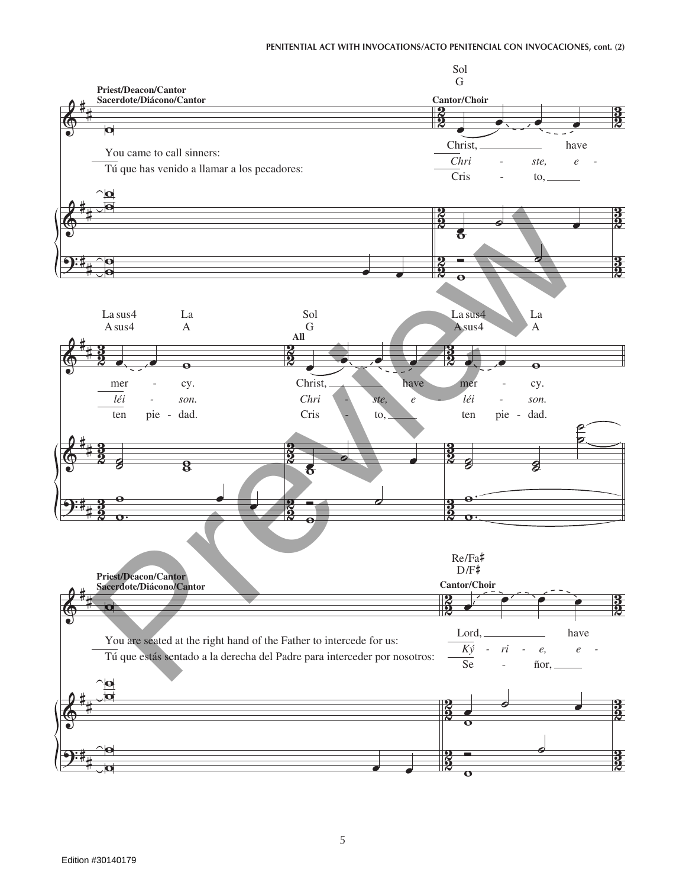**Priest/Deacon/Cantor**
**Sacerdote/Diácono/Cantor**

You came to call sinners:
Tú que has venido a llamar a los pecadores:

Sol / G

**Cantor/Choir**

Christ, ___ have mer - cy.
*Chri - ste, e - léi - son.*
Cris - to, ___ ten pie - dad.

La sus4 / A sus4 — La / A

Sol / G

**All**

Christ, ___ have mer - cy.
*Chri - ste, e - léi - son.*
Cris - to, ___ ten pie - dad.

La sus4 / A sus4 — La / A

**Priest/Deacon/Cantor**
**Sacerdote/Diácono/Cantor**

You are seated at the right hand of the Father to intercede for us:
Tú que estás sentado a la derecha del Padre para interceder por nosotros:

Re/Fa♯ / D/F♯

**Cantor/Choir**

Lord, ___ have
*Ký - ri - e, e -*
Se - ñor, ___

Edition #30140179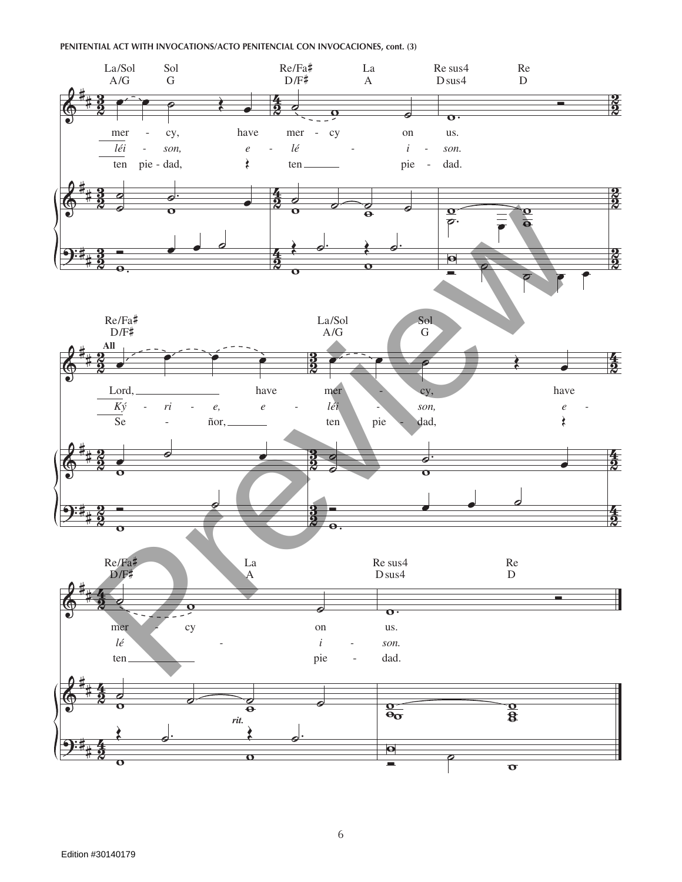**PENITENTIAL ACT WITH INVOCATIONS/ACTO PENITENCIAL CON INVOCACIONES, cont. (3)**

La/Sol A/G — Sol G — Re/Fa♯ D/F♯ — La A — Re sus4 D sus4 — Re D

mer - cy, have mer - cy on us.

*léi - son, e - lé - i - son.*

ten pie - dad, ten pie - dad.

Re/Fa♯ D/F♯ — La/Sol A/G — Sol G

**All**

Lord, have mer - cy, have

*Ký - ri - e, e - léi - son, e -*

Se - ñor, ten pie - dad,

Re/Fa♯ D/F♯ — La A — Re sus4 D sus4 — Re D

mer - cy on us.

*lé - i - son.*

ten pie - dad.

*rit.*

Edition #30140179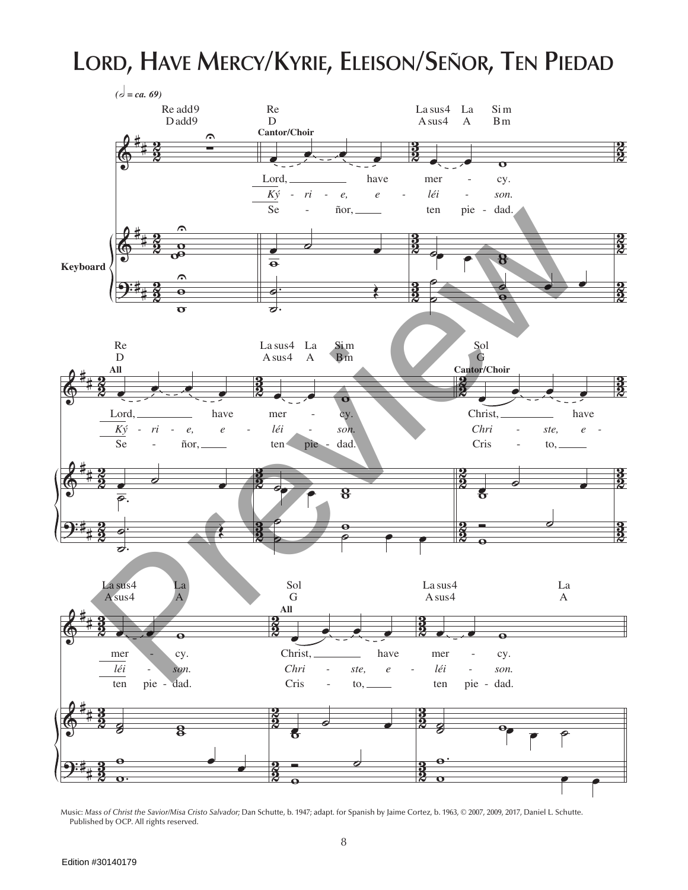# Lord, Have Mercy/Kyrie, Eleison/Señor, Ten Piedad

Music: *Mass of Christ the Savior/Misa Cristo Salvador;* Dan Schutte, b. 1947; adapt. for Spanish by Jaime Cortez, b. 1963, © 2007, 2009, 2017, Daniel L. Schutte. Published by OCP. All rights reserved.

Edition #30140179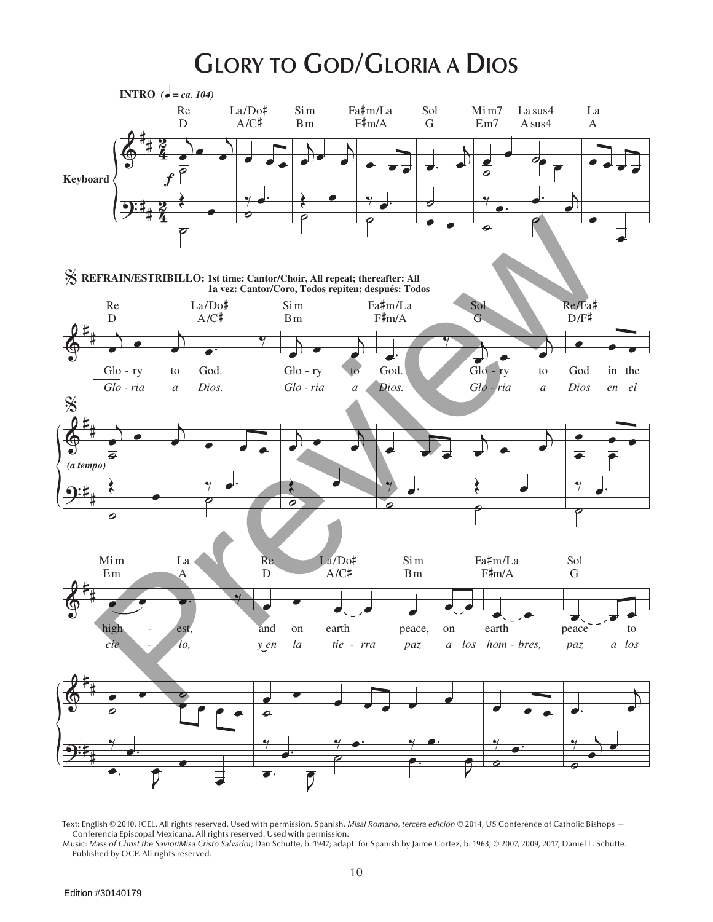# GLORY TO GOD/GLORIA A DIOS

**INTRO** (♩ = ca. 104)

Re / D — La/Do♯ / A/C♯ — Si m / Bm — Fa♯m/La / F♯m/A — Sol / G — Mi m7 / Em7 — La sus4 / A sus4 — La / A

**Keyboard**

𝄋 **REFRAIN/ESTRIBILLO: 1st time: Cantor/Choir, All repeat; thereafter: All**
**1a vez: Cantor/Coro, Todos repiten; después: Todos**

Re / D — La/Do♯ / A/C♯ — Si m / Bm — Fa♯m/La / F♯m/A — Sol / G — Re/Fa♯ / D/F♯

Glo - ry to God. Glo - ry to God. Glo - ry to God in the

*Glo - ria a Dios. Glo - ria a Dios. Glo - ria a Dios en el*

*(a tempo)*

Mi m / Em — La / A — Re / D — La/Do♯ / A/C♯ — Si m / Bm — Fa♯m/La / F♯m/A — Sol / G

high - est, and on earth peace, on earth peace to

*cie - lo, y en la tie - rra paz a los hom - bres, paz a los*

Text: English © 2010, ICEL. All rights reserved. Used with permission. Spanish, *Misal Romano, tercera edición* © 2014, US Conference of Catholic Bishops — Conferencia Episcopal Mexicana. All rights reserved. Used with permission.
Music: *Mass of Christ the Savior/Misa Cristo Salvador;* Dan Schutte, b. 1947; adapt. for Spanish by Jaime Cortez, b. 1963, © 2007, 2009, 2017, Daniel L. Schutte. Published by OCP. All rights reserved.

Edition #30140179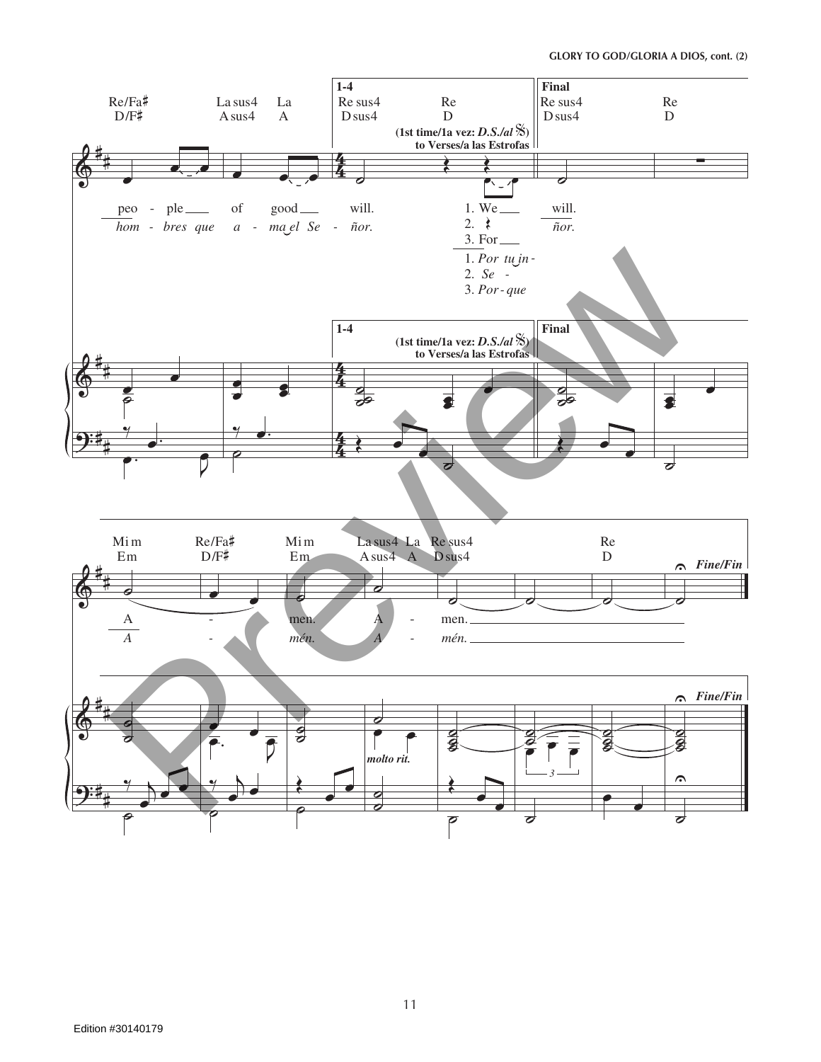GLORY TO GOD/GLORIA A DIOS, cont. (2)

Re/Fa♯ D/F♯ — La sus4 A sus4 — La A

**1-4** Re sus4 D sus4 — Re D

(1st time/1a vez: *D.S./al* 𝄋) to Verses/a las Estrofas

**Final** Re sus4 D sus4 — Re D

peo - ple of good will. 1. We will.
2.
3. For

*hom - bres que a - ma el Se - ñor.* *ñor.*
*1. Por tu in -*
*2. Se -*
*3. Por - que*

Mi m Em — Re/Fa♯ D/F♯ — Mi m Em — La sus4 A sus4 — La A — Re sus4 D sus4 — Re D

*Fine/Fin*

A - men. A - men.

*A - mén. A - mén.*

*molto rit.*

Edition #30140179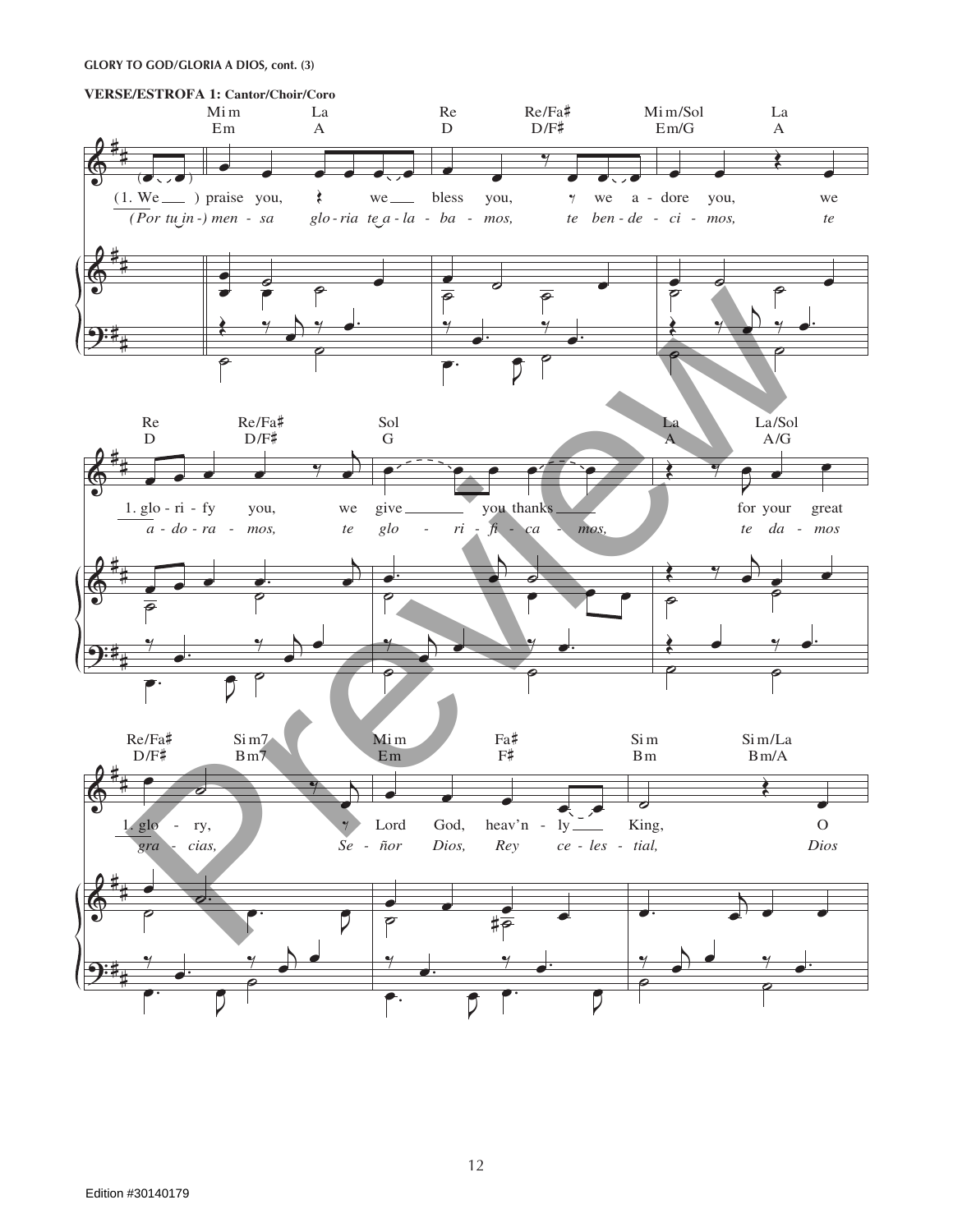**GLORY TO GOD/GLORIA A DIOS, cont. (3)**

**VERSE/ESTROFA 1: Cantor/Choir/Coro**

Mi m / Em — La / A — Re / D — Re/Fa♯ / D/F♯ — Mi m/Sol / Em/G — La / A

(1. We ) praise you, we bless you, we a - dore you, we

*(Por tu in-) men - sa glo - ria te a - la - ba - mos, te ben - de - ci - mos, te*

Re / D — Re/Fa♯ / D/F♯ — Sol / G — La / A — La/Sol / A/G

1. glo - ri - fy you, we give you thanks for your great

*a - do - ra - mos, te glo - ri - fi - ca - mos, te da - mos*

Re/Fa♯ / D/F♯ — Si m7 / Bm7 — Mi m / Em — Fa♯ / F♯ — Si m / Bm — Si m/La / Bm/A

1. glo - ry, Lord God, heav'n - ly King, O

*gra - cias, Se - ñor Dios, Rey ce - les - tial, Dios*

Edition #30140179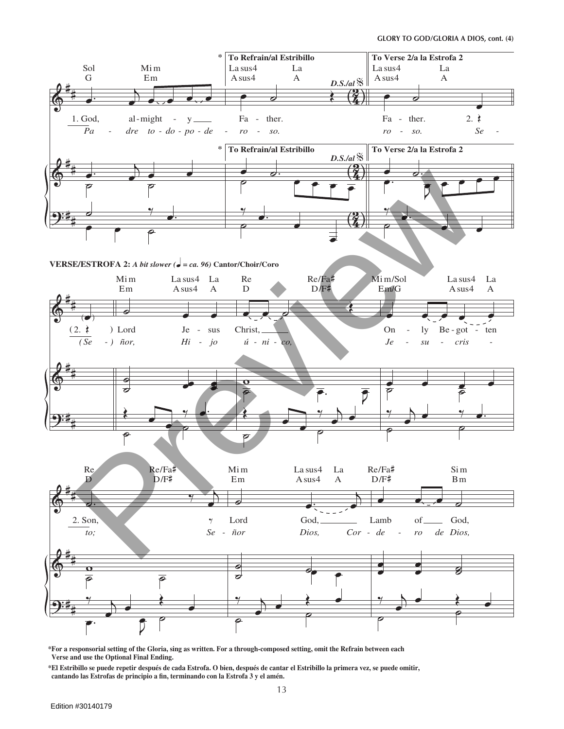**VERSE/ESTROFA 2:** *A bit slower (♩ = ca. 96)* **Cantor/Choir/Coro**

\*For a responsorial setting of the Gloria, sing as written. For a through-composed setting, omit the Refrain between each Verse and use the Optional Final Ending.

\*El Estribillo se puede repetir después de cada Estrofa. O bien, después de cantar el Estribillo la primera vez, se puede omitir, cantando las Estrofas de principio a fin, terminando con la Estrofa 3 y el amén.

Edition #30140179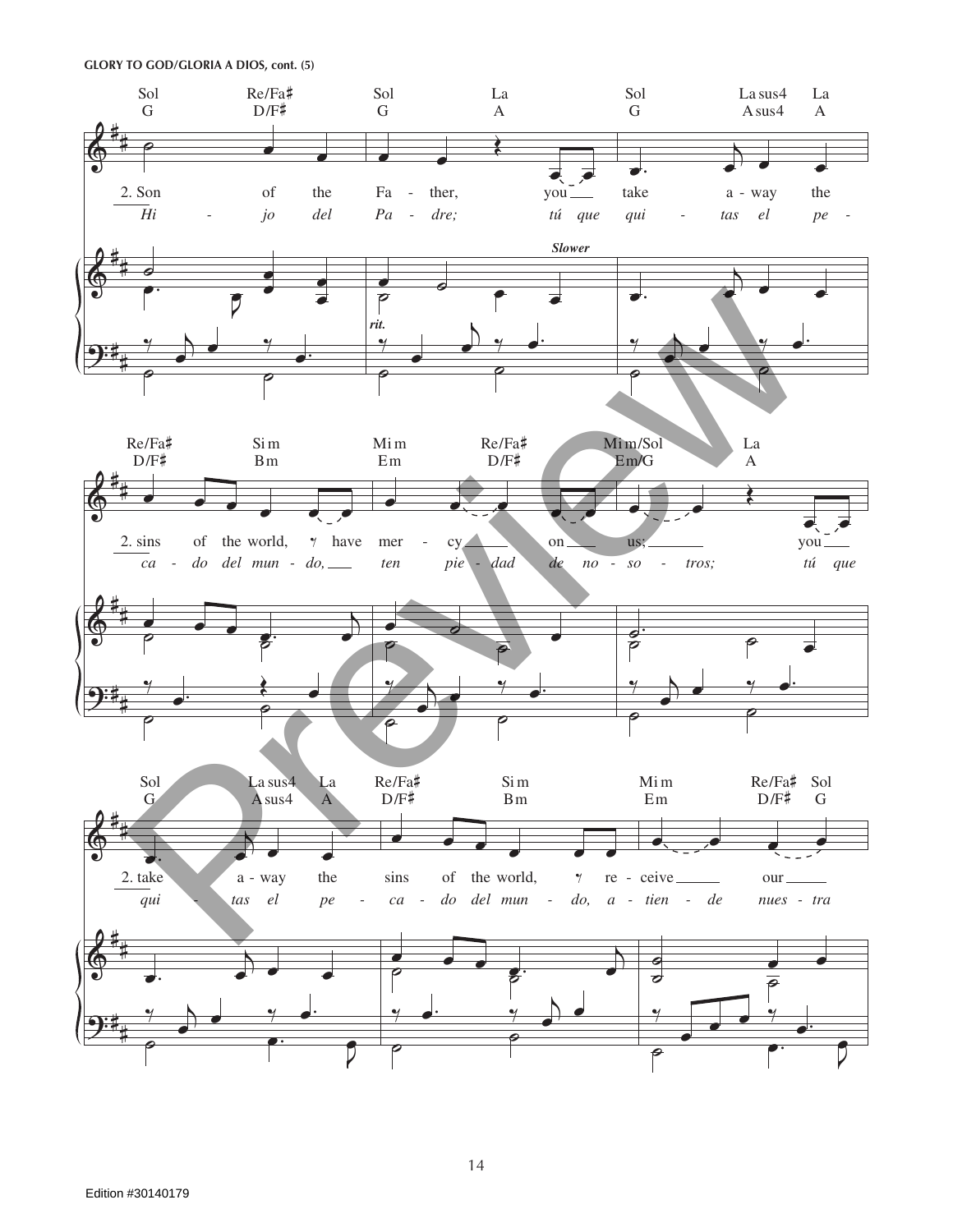GLORY TO GOD/GLORIA A DIOS, cont. (5)

Sol / G — Re/Fa♯ / D/F♯ — Sol / G — La / A — Sol / G — La sus4 / A sus4 — La / A

2. Son of the Fa - ther, you take a - way the

*Hi - jo del Pa - dre; tú que qui - tas el pe -*

*Slower*

*rit.*

Re/Fa♯ / D/F♯ — Si m / Bm — Mi m / Em — Re/Fa♯ / D/F♯ — Mi m/Sol / Em/G — La / A

2. sins of the world, have mer - cy on us; you

*ca - do del mun - do, ten pie - dad de no - so - tros; tú que*

Sol / G — La sus4 / A sus4 — La / A — Re/Fa♯ / D/F♯ — Si m / Bm — Mi m / Em — Re/Fa♯ / D/F♯ — Sol / G

2. take a - way the sins of the world, re - ceive our

*qui - tas el pe - ca - do del mun - do, a - tien - de nues - tra*

Edition #30140179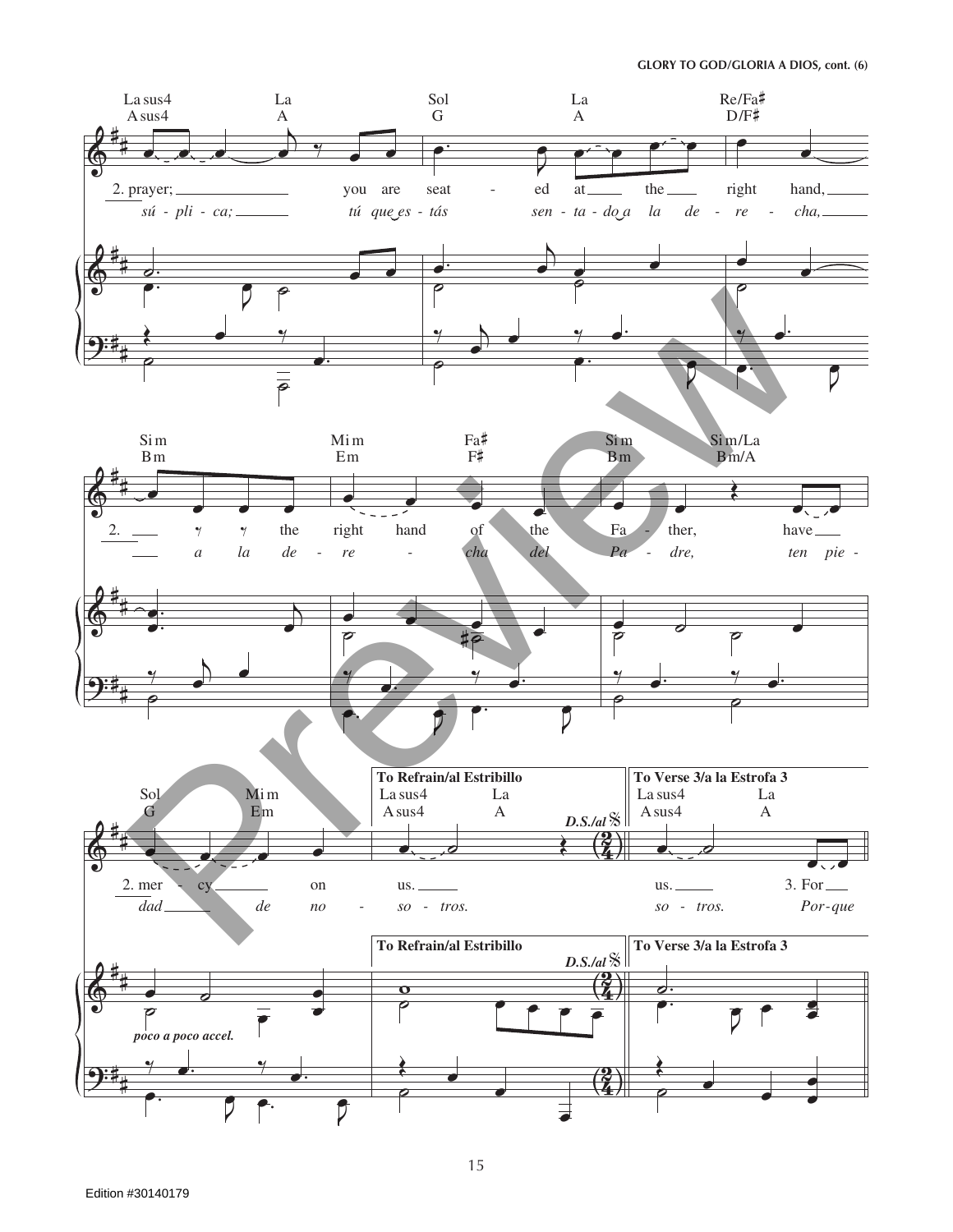La sus4 / A sus4 — La / A — Sol / G — La / A — Re/Fa♯ / D/F♯

2. prayer; you are seat - ed at the right hand,

*sú - pli - ca; tú que es - tás sen - ta - do a la de - re - cha,*

Si m / Bm — Mi m / Em — Fa♯ / F♯ — Si m / Bm — Si m/La / Bm/A

2. the right hand of the Fa - ther, have

*a la de - re - cha del Pa - dre, ten pie -*

Sol / G — Mi m / Em

2. mer - cy on

*dad de no -*

**To Refrain/al Estribillo**

La sus4 / A sus4 — La / A

us.

*so - tros.*

**D.S./al 𝄋**

**To Verse 3/a la Estrofa 3**

La sus4 / A sus4 — La / A

us. 3. For

*so - tros. Por - que*

*poco a poco accel.*

Edition #30140179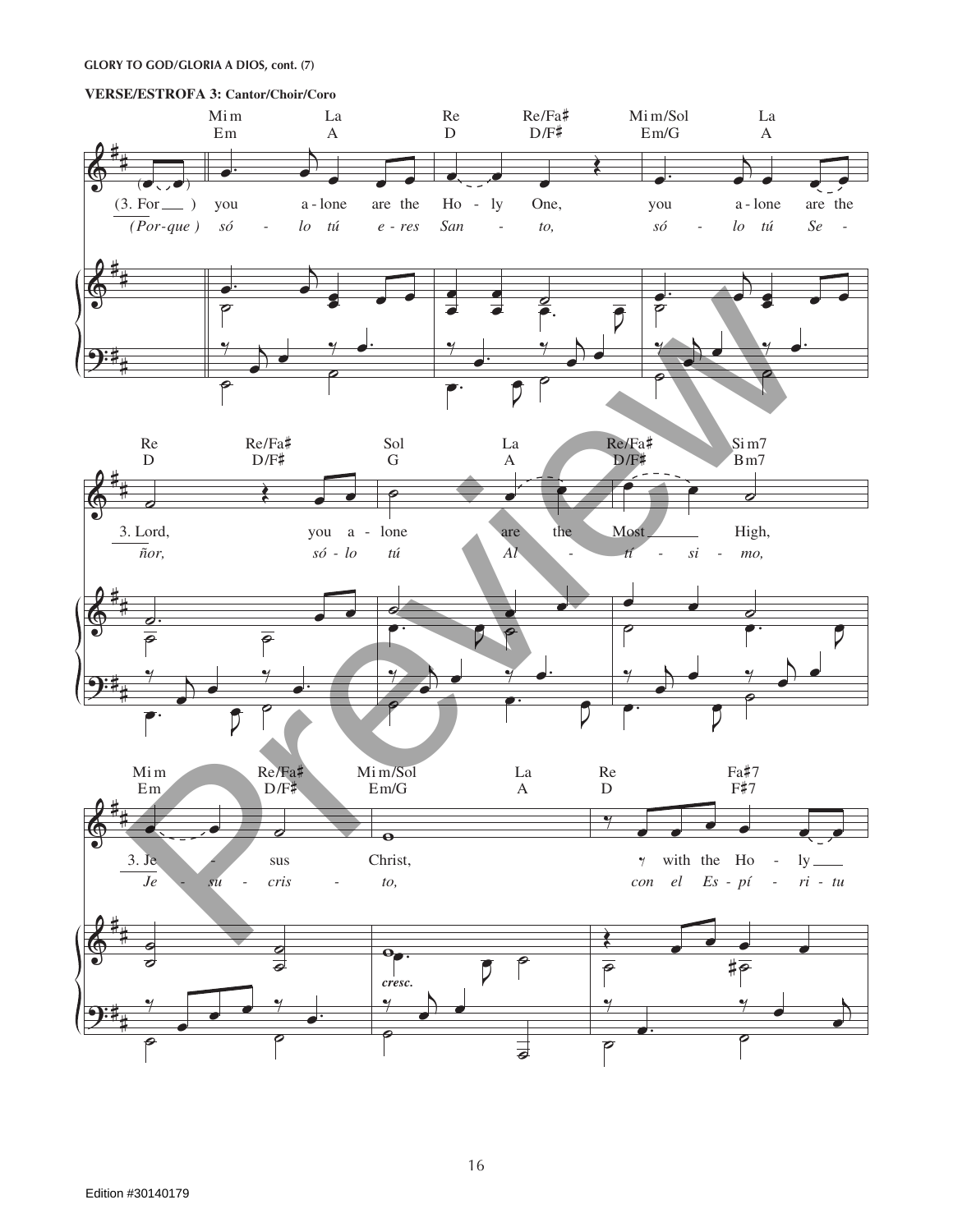**GLORY TO GOD/GLORIA A DIOS, cont. (7)**

**VERSE/ESTROFA 3: Cantor/Choir/Coro**

Mi m / Em — La / A — Re / D — Re/Fa♯ / D/F♯ — Mi m/Sol / Em/G — La / A

(3. For ) you a - lone are the Ho - ly One, you a - lone are the

*(Por-que) só - lo tú e - res San - to, só - lo tú Se -*

Re / D — Re/Fa♯ / D/F♯ — Sol / G — La / A — Re/Fa♯ / D/F♯ — Si m7 / Bm7

3. Lord, you a - lone are the Most High,

*ñor, só - lo tú Al - tí - si - mo,*

Mi m / Em — Re/Fa♯ / D/F♯ — Mi m/Sol / Em/G — La / A — Re / D — Fa♯7 / F♯7

3. Je - sus Christ, with the Ho - ly

*Je - su - cris - to, con el Es - pí - ri - tu*

*cresc.*

Preview

Edition #30140179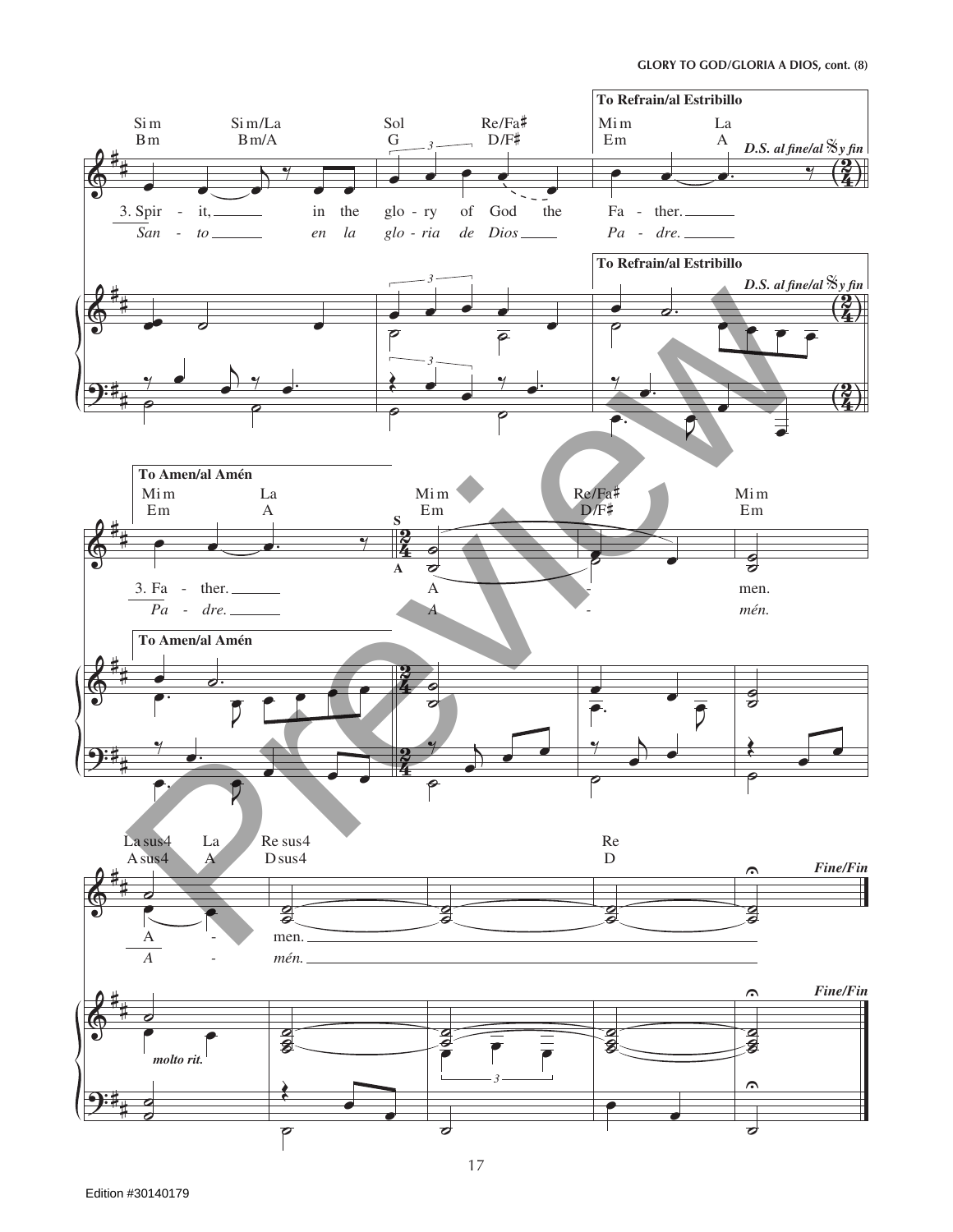**To Refrain/al Estribillo**

*D.S. al fine/al 𝄋 y fin*

Si m / Bm — Si m/La / Bm/A — Sol / G — Re/Fa♯ / D/F♯ — Mi m / Em — La / A

3. Spir - it, in the glo - ry of God the Fa - ther.

*San - to en la glo - ria de Dios Pa - dre.*

**To Amen/al Amén**

Mi m / Em — La / A — Mi m / Em — Re/Fa♯ / D/F♯ — Mi m / Em

3. Fa - ther. A - men.

*Pa - dre. A - mén.*

La sus4 / A sus4 — La / A — Re sus4 / D sus4 — Re / D

A - men.

*A - mén.*

*molto rit.*

***Fine/Fin***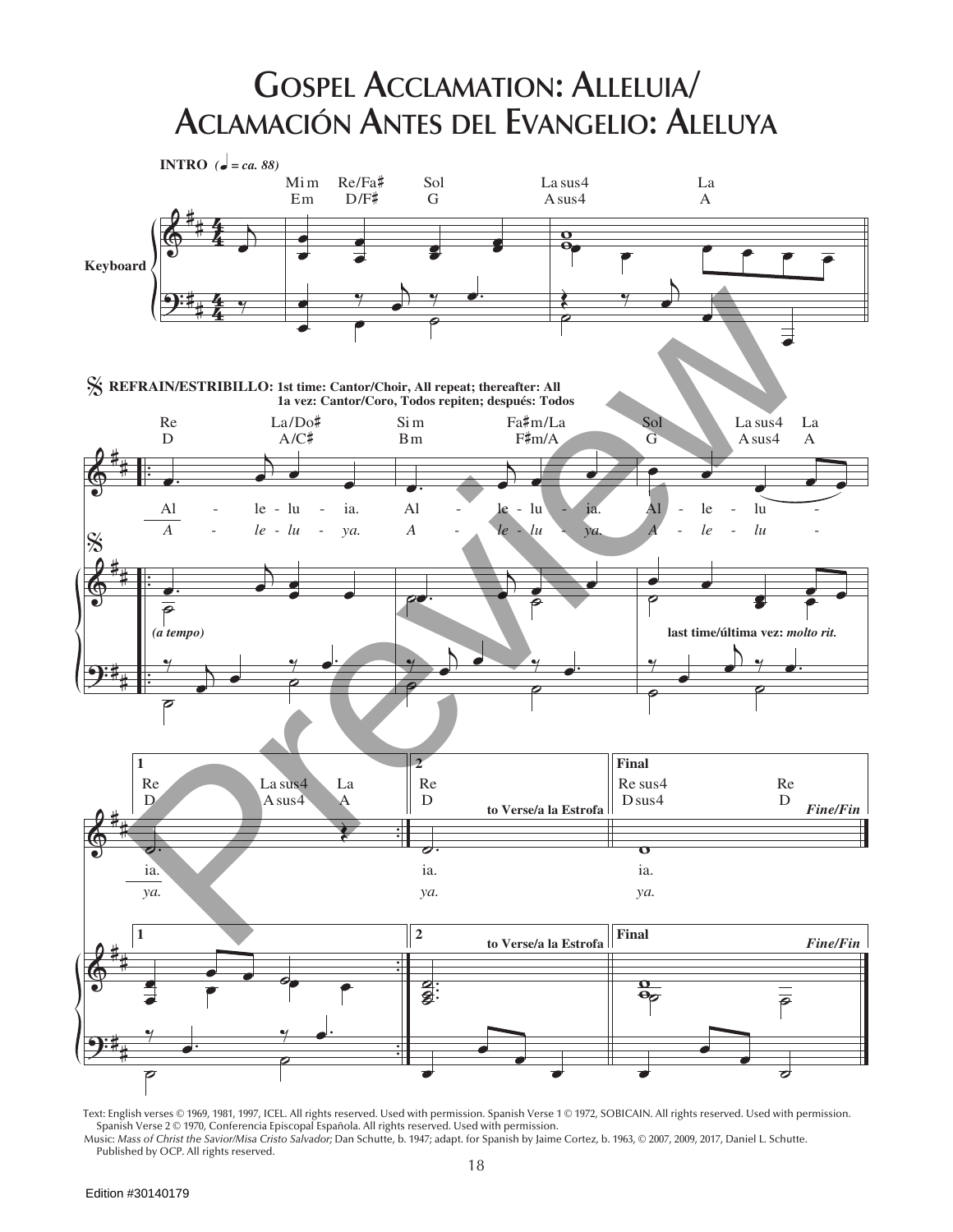# Gospel Acclamation: Alleluia/ Aclamación Antes del Evangelio: Aleluya

**INTRO** (♩ = ca. 88)

Mi m / Em — Re/Fa♯ / D/F♯ — Sol / G — La sus4 / A sus4 — La / A

Keyboard

**REFRAIN/ESTRIBILLO: 1st time: Cantor/Choir, All repeat; thereafter: All**
**1a vez: Cantor/Coro, Todos repiten; después: Todos**

Re / D — La/Do♯ / A/C♯ — Si m / Bm — Fa♯m/La / F♯m/A — Sol / G — La sus4 / A sus4 — La / A

Al - le - lu - ia. Al - le - lu - ia. Al - le - lu -

*A - le - lu - ya. A - le - lu - ya. A - le - lu -*

*(a tempo)*

**last time/última vez:** *molto rit.*

**1** Re / D — La sus4 / A sus4 — La / A

ia.
*ya.*

**2** Re / D **to Verse/a la Estrofa**

ia.
*ya.*

**Final** Re sus4 / D sus4 — Re / D ***Fine/Fin***

ia.
*ya.*

Text: English verses © 1969, 1981, 1997, ICEL. All rights reserved. Used with permission. Spanish Verse 1 © 1972, SOBICAIN. All rights reserved. Used with permission. Spanish Verse 2 © 1970, Conferencia Episcopal Española. All rights reserved. Used with permission.
Music: *Mass of Christ the Savior/Misa Cristo Salvador;* Dan Schutte, b. 1947; adapt. for Spanish by Jaime Cortez, b. 1963, © 2007, 2009, 2017, Daniel L. Schutte. Published by OCP. All rights reserved.

Edition #30140179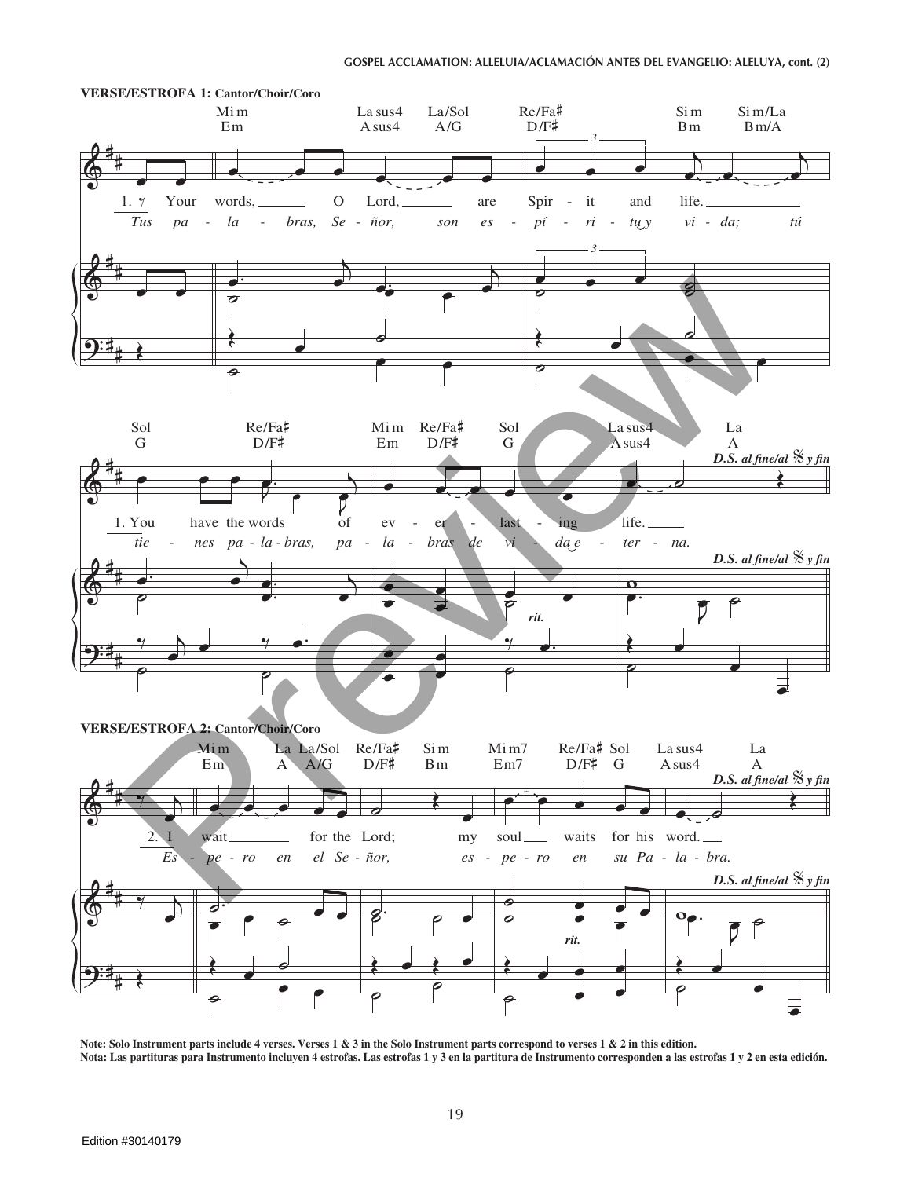VERSE/ESTROFA 1: Cantor/Choir/Coro

Mi m / Em — La sus4 / A sus4 — La/Sol / A/G — Re/Fa♯ / D/F♯ — Si m / Bm — Si m/La / Bm/A

1. Your words, O Lord, are Spir - it and life.

*Tus pa - la - bras, Se - ñor, son es - pí - ri - tu y vi - da; tú*

Sol / G — Re/Fa♯ / D/F♯ — Mi m / Em — Re/Fa♯ / D/F♯ — Sol / G — La sus4 / A sus4 — La / A

1. You have the words of ev - er - last - ing life.

*tie - nes pa - la - bras, pa - la - bras de vi - da e - ter - na.*

*rit.*

*D.S. al fine/al 𝄋 y fin*

VERSE/ESTROFA 2: Cantor/Choir/Coro

Mi m / Em — La / A — La/Sol / A/G — Re/Fa♯ / D/F♯ — Si m / Bm — Mi m7 / Em7 — Re/Fa♯ / D/F♯ — Sol / G — La sus4 / A sus4 — La / A

2. I wait for the Lord; my soul waits for his word.

*Es - pe - ro en el Se - ñor, es - pe - ro en su Pa - la - bra.*

*rit.*

*D.S. al fine/al 𝄋 y fin*

**Note: Solo Instrument parts include 4 verses. Verses 1 & 3 in the Solo Instrument parts correspond to verses 1 & 2 in this edition.**
**Nota: Las partituras para Instrumento incluyen 4 estrofas. Las estrofas 1 y 3 en la partitura de Instrumento corresponden a las estrofas 1 y 2 en esta edición.**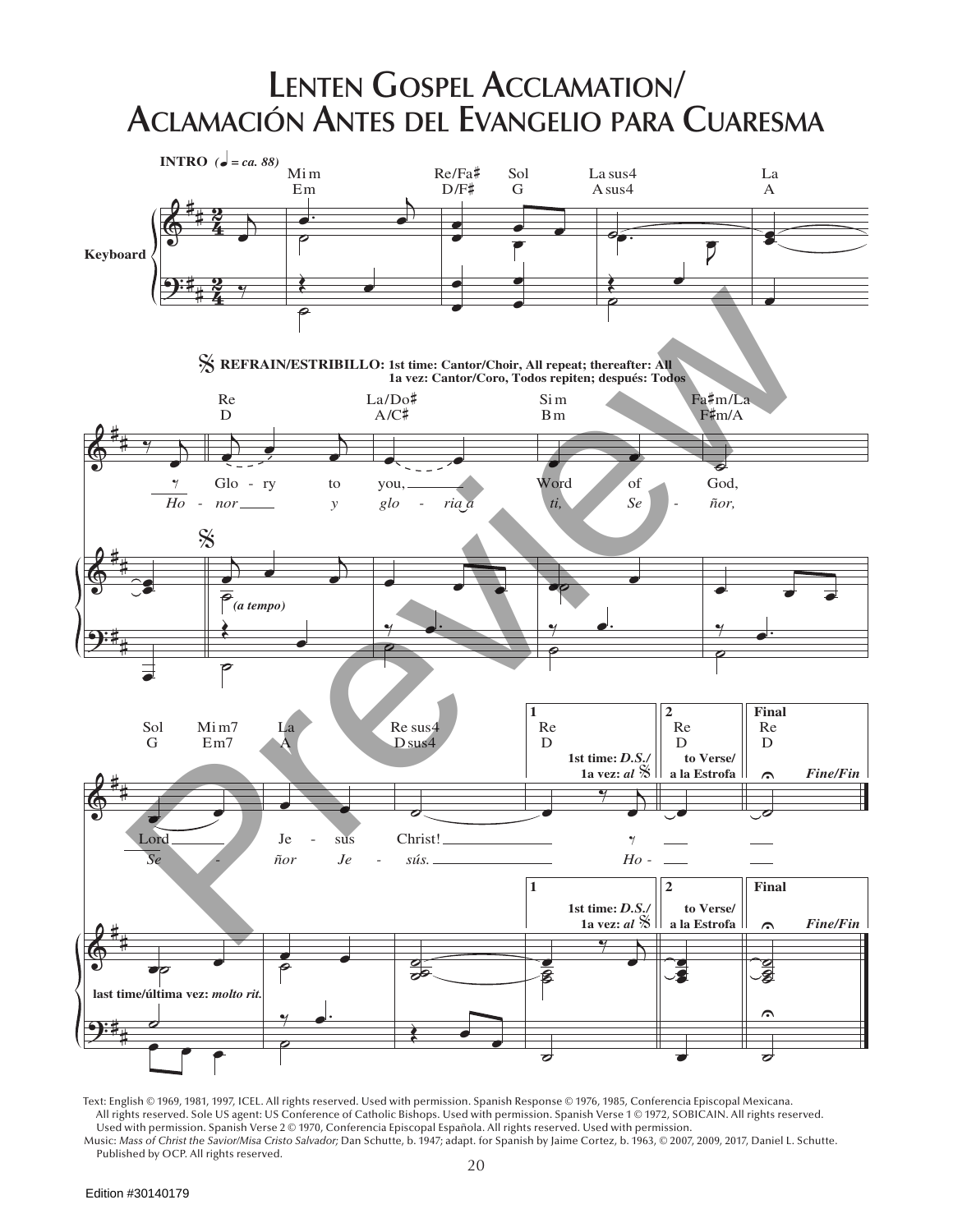# Lenten Gospel Acclamation/ Aclamación Antes del Evangelio para Cuaresma

**INTRO** *(♩ = ca. 88)*

Mi m / Em — Re/Fa♯ / D/F♯ — Sol / G — La sus4 / A sus4 — La / A

Keyboard

𝄋 **REFRAIN/ESTRIBILLO: 1st time: Cantor/Choir, All repeat; thereafter: All**
**1a vez: Cantor/Coro, Todos repiten; después: Todos**

Re / D — La/Do♯ / A/C♯ — Si m / Bm — Fa♯m/La / F♯m/A

Glo - ry to you, Word of God,
*Ho - nor y glo - ria a ti, Se - ñor,*

*(a tempo)*

Sol / G — Mi m7 / Em7 — La / A — Re sus4 / D sus4 — **1** Re / D — **2** Re / D — **Final** Re / D

Lord Je - sus Christ!
*Se - ñor Je - sús. Ho -*

**1st time: *D.S./* 1a vez: *al* 𝄋** — **to Verse/ a la Estrofa** — ***Fine/Fin***

**last time/última vez:** ***molto rit.***

Text: English © 1969, 1981, 1997, ICEL. All rights reserved. Used with permission. Spanish Response © 1976, 1985, Conferencia Episcopal Mexicana. All rights reserved. Sole US agent: US Conference of Catholic Bishops. Used with permission. Spanish Verse 1 © 1972, SOBICAIN. All rights reserved. Used with permission. Spanish Verse 2 © 1970, Conferencia Episcopal Española. All rights reserved. Used with permission.
Music: *Mass of Christ the Savior/Misa Cristo Salvador;* Dan Schutte, b. 1947; adapt. for Spanish by Jaime Cortez, b. 1963, © 2007, 2009, 2017, Daniel L. Schutte. Published by OCP. All rights reserved.

Edition #30140179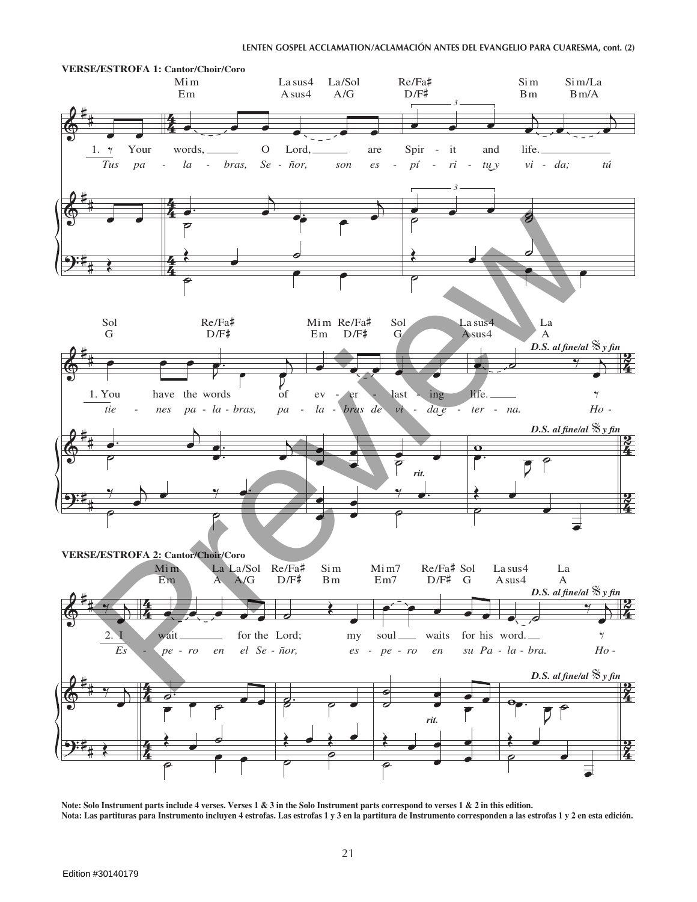**VERSE/ESTROFA 1: Cantor/Choir/Coro**

Mi m / Em — La sus4 / A sus4 — La/Sol / A/G — Re/Fa♯ / D/F♯ — Si m / B m — Si m/La / B m/A

1. Your words, O Lord, are Spir - it and life.

*Tus pa - la - bras, Se - ñor, son es - pí - ri - tu y vi - da; tú*

Sol / G — Re/Fa♯ / D/F♯ — Mi m / Em — Re/Fa♯ / D/F♯ — Sol / G — La sus4 / A sus4 — La / A

1. You have the words of ev - er - last - ing life.

*tie - nes pa - la - bras, pa - la - bras de vi - da e - ter - na. Ho -*

*rit.*

***D.S. al fine/al 𝄋 y fin***

**VERSE/ESTROFA 2: Cantor/Choir/Coro**

Mi m / Em — La / A — La/Sol / A/G — Re/Fa♯ / D/F♯ — Si m / B m — Mi m7 / Em7 — Re/Fa♯ / D/F♯ — Sol / G — La sus4 / A sus4 — La / A

2. I wait for the Lord; my soul waits for his word.

*Es - pe - ro en el Se - ñor, es - pe - ro en su Pa - la - bra. Ho -*

*rit.*

***D.S. al fine/al 𝄋 y fin***

**Note: Solo Instrument parts include 4 verses. Verses 1 & 3 in the Solo Instrument parts correspond to verses 1 & 2 in this edition.**

**Nota: Las partituras para Instrumento incluyen 4 estrofas. Las estrofas 1 y 3 en la partitura de Instrumento corresponden a las estrofas 1 y 2 en esta edición.**

Edition #30140179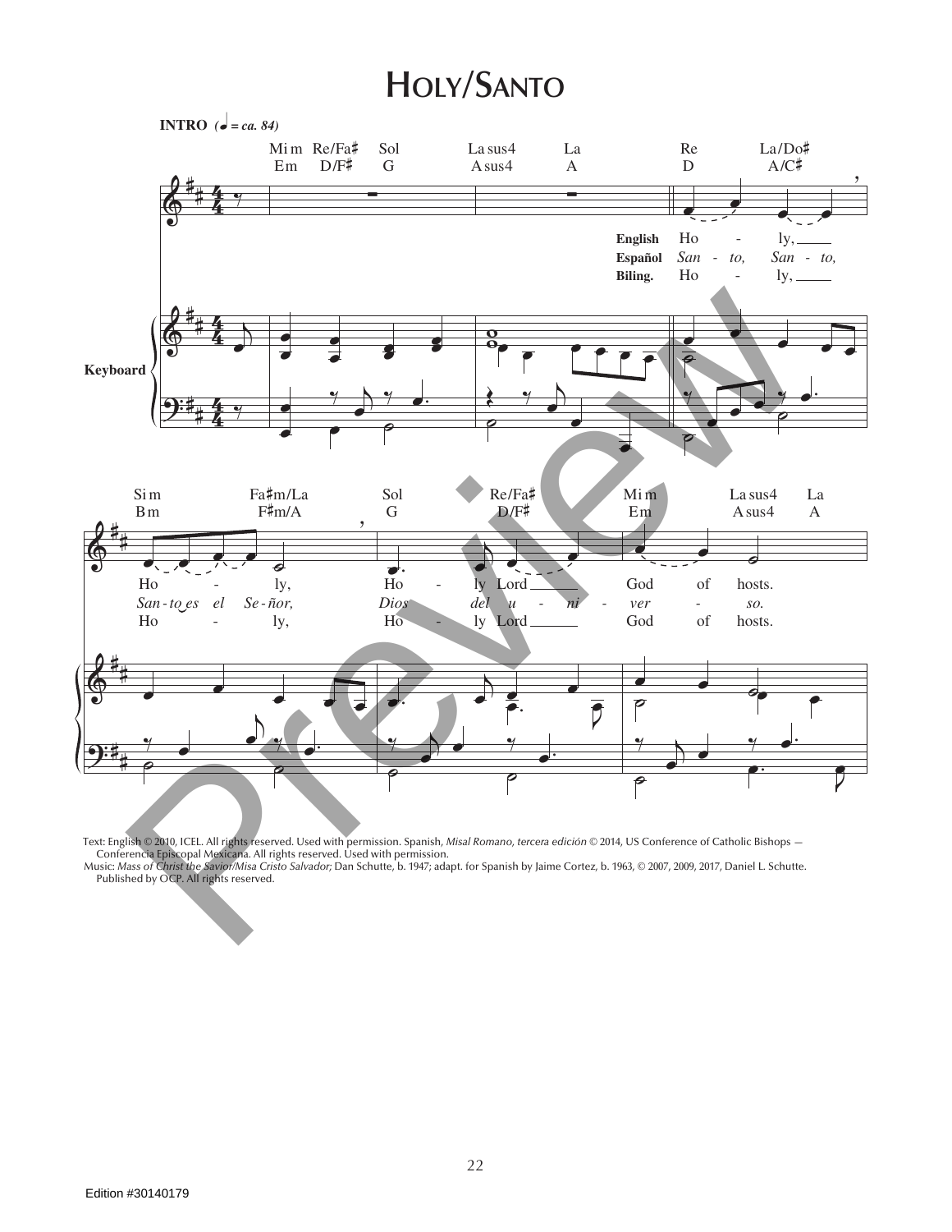# HOLY/SANTO

**INTRO** (♩ = ca. 84)

Mi m Re/Fa♯ Sol La sus4 La Re La/Do♯
Em D/F♯ G A sus4 A D A/C♯

**English** Ho - ly,
**Español** *San - to, San - to,*
**Biling.** Ho - ly,

**Keyboard**

Si m Fa♯m/La Sol Re/Fa♯ Mi m La sus4 La
Bm F♯m/A G D/F♯ Em A sus4 A

Ho - ly, Ho - ly Lord God of hosts.
*San-to es el Se-ñor, Dios del u - ni - ver - so.*
Ho - ly, Ho - ly Lord God of hosts.

Text: English © 2010, ICEL. All rights reserved. Used with permission. Spanish, *Misal Romano, tercera edición* © 2014, US Conference of Catholic Bishops — Conferencia Episcopal Mexicana. All rights reserved. Used with permission.
Music: *Mass of Christ the Savior/Misa Cristo Salvador;* Dan Schutte, b. 1947; adapt. for Spanish by Jaime Cortez, b. 1963, © 2007, 2009, 2017, Daniel L. Schutte. Published by OCP. All rights reserved.

Edition #30140179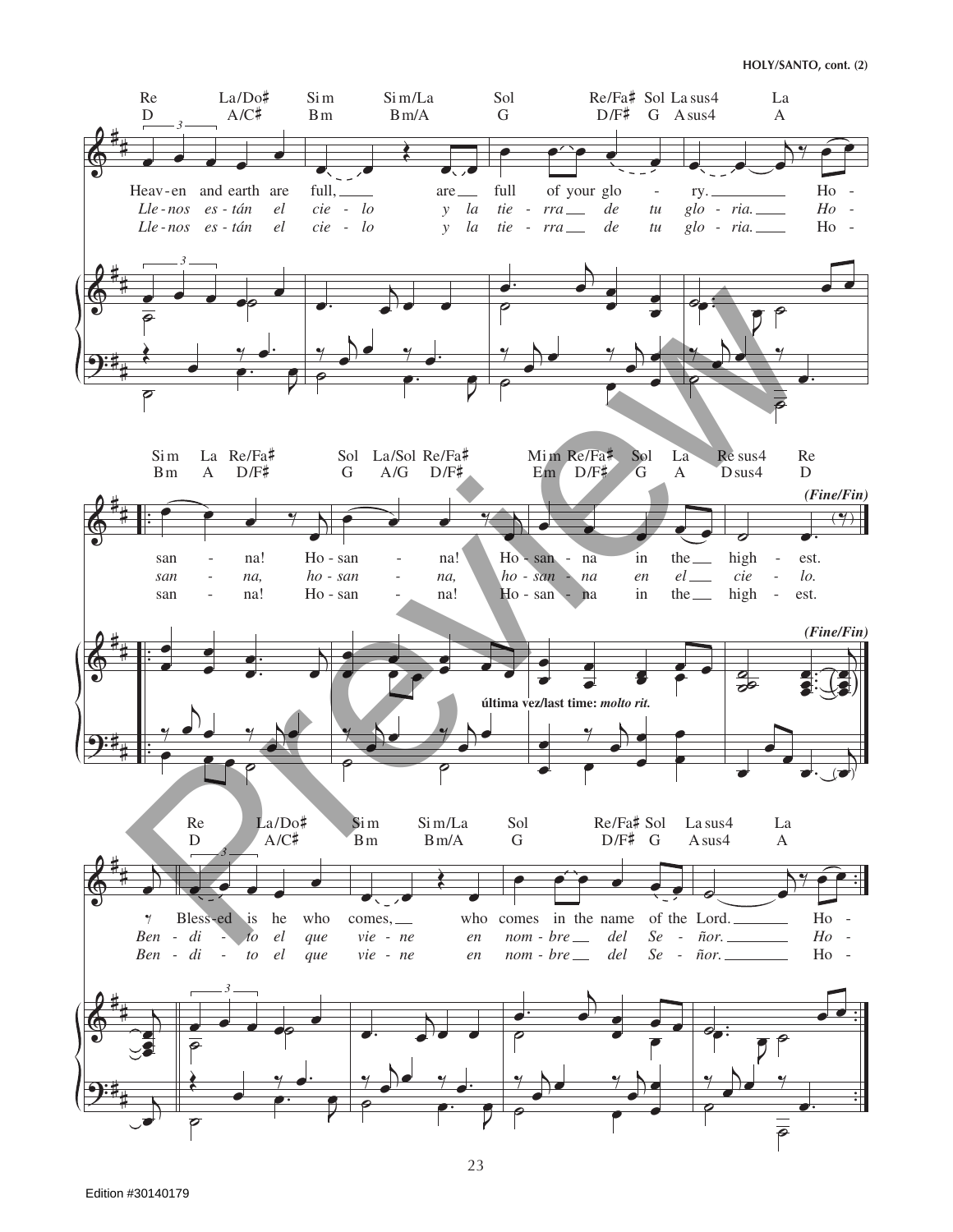Re La/Do♯ Si m Si m/La Sol Re/Fa♯ Sol La sus4 La
D A/C♯ Bm Bm/A G D/F♯ G A sus4 A

Heav-en and earth are full, are full of your glo - ry. Ho -
*Lle-nos es-tán el cie - lo y la tie - rra de tu glo - ria. Ho -*
Lle-nos es-tán el cie - lo y la tie - rra de tu glo - ria. Ho -

Si m La Re/Fa♯ Sol La/Sol Re/Fa♯ Mi m Re/Fa♯ Sol La Re sus4 Re
Bm A D/F♯ G A/G D/F♯ Em D/F♯ G A D sus4 D

***(Fine/Fin)***

san - na! Ho-san - na! Ho-san - na in the high - est.
*san - na, ho-san - na, ho-san - na en el cie - lo.*
san - na! Ho-san - na! Ho-san - na in the high - est.

**última vez/last time:** ***molto rit.***

Re La/Do♯ Si m Si m/La Sol Re/Fa♯ Sol La sus4 La
D A/C♯ Bm Bm/A G D/F♯ G A sus4 A

Bless-ed is he who comes, who comes in the name of the Lord. Ho -
*Ben - di - to el que vie - ne en nom-bre del Se - ñor. Ho -*
Ben - di - to el que vie - ne en nom-bre del Se - ñor. Ho -

Edition #30140179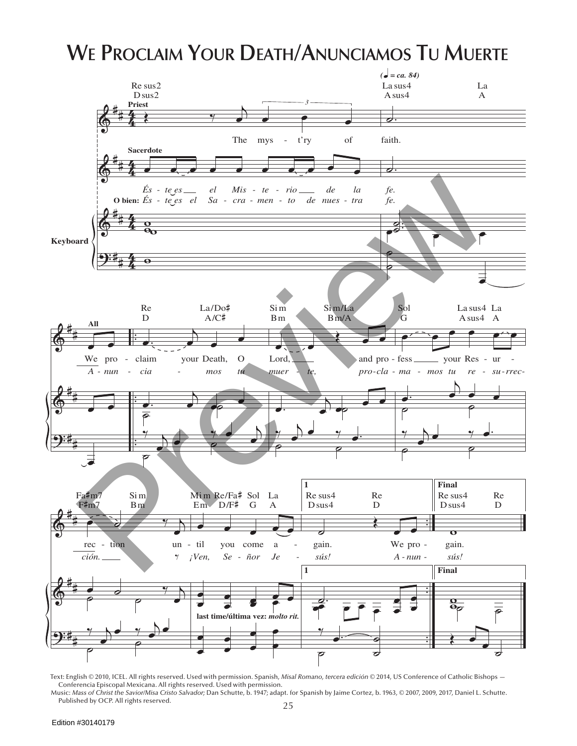# We Proclaim Your Death/Anunciamos Tu Muerte

Text: English © 2010, ICEL. All rights reserved. Used with permission. Spanish, *Misal Romano, tercera edición* © 2014, US Conference of Catholic Bishops — Conferencia Episcopal Mexicana. All rights reserved. Used with permission.
Music: *Mass of Christ the Savior/Misa Cristo Salvador;* Dan Schutte, b. 1947; adapt. for Spanish by Jaime Cortez, b. 1963, © 2007, 2009, 2017, Daniel L. Schutte. Published by OCP. All rights reserved.

Edition #30140179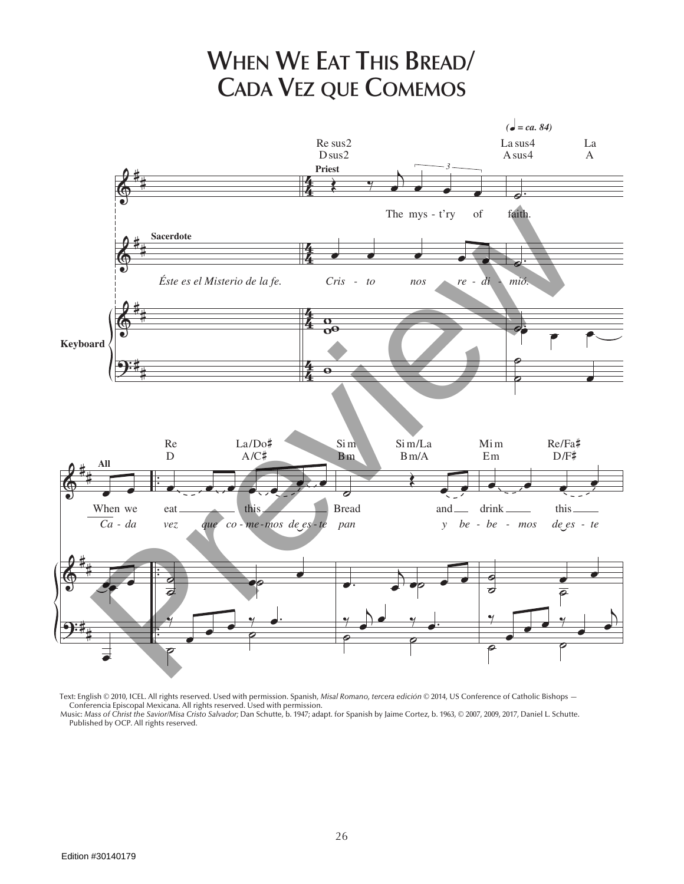# When We Eat This Bread/ Cada Vez que Comemos

Text: English © 2010, ICEL. All rights reserved. Used with permission. Spanish, *Misal Romano, tercera edición* © 2014, US Conference of Catholic Bishops — Conferencia Episcopal Mexicana. All rights reserved. Used with permission.
Music: *Mass of Christ the Savior/Misa Cristo Salvador;* Dan Schutte, b. 1947; adapt. for Spanish by Jaime Cortez, b. 1963, © 2007, 2009, 2017, Daniel L. Schutte. Published by OCP. All rights reserved.

Edition #30140179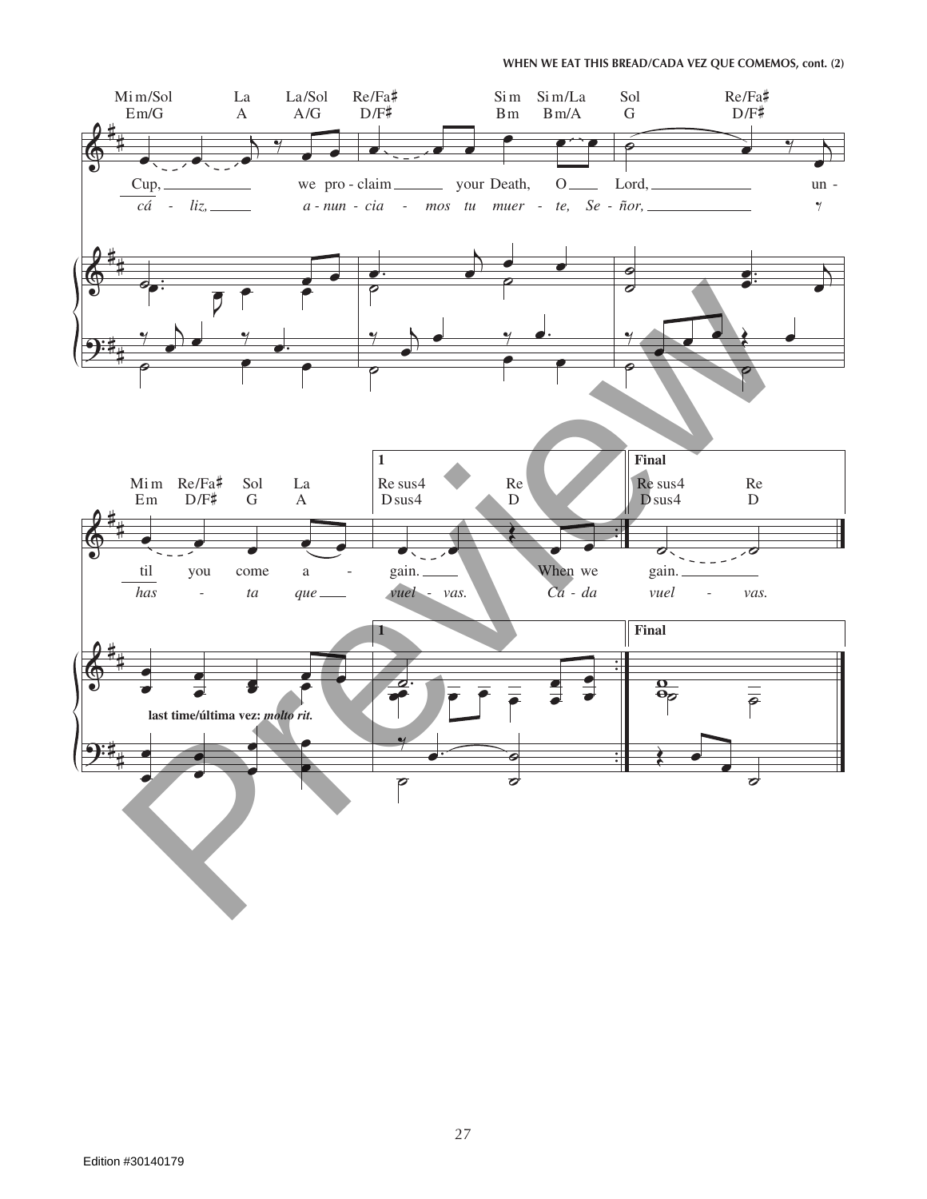Mi m/Sol La La/Sol Re/Fa♯ Si m Si m/La Sol Re/Fa♯
Em/G A A/G D/F♯ Bm Bm/A G D/F♯

Cup, we pro - claim your Death, O Lord, un -

*cá - liz, a - nun - cia - mos tu muer - te, Se - ñor,*

Mi m Re/Fa♯ Sol La
Em D/F♯ G A

**1**
Re sus4 Re
Dsus4 D

**Final**
Re sus4 Re
Dsus4 D

til you come a - gain. When we gain.

*has - ta que vuel - vas. Ca - da vuel - vas.*

**last time/última vez:** ***molto rit.***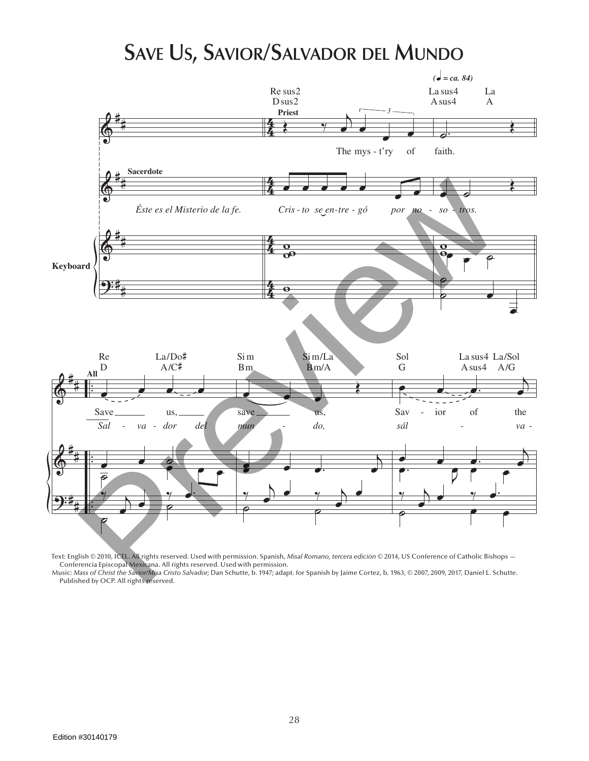# Save Us, Savior/Salvador del Mundo

Text: English © 2010, ICEL. All rights reserved. Used with permission. Spanish, *Misal Romano, tercera edición* © 2014, US Conference of Catholic Bishops — Conferencia Episcopal Mexicana. All rights reserved. Used with permission.
Music: *Mass of Christ the Savior/Misa Cristo Salvador;* Dan Schutte, b. 1947; adapt. for Spanish by Jaime Cortez, b. 1963, © 2007, 2009, 2017, Daniel L. Schutte. Published by OCP. All rights reserved.

Edition #30140179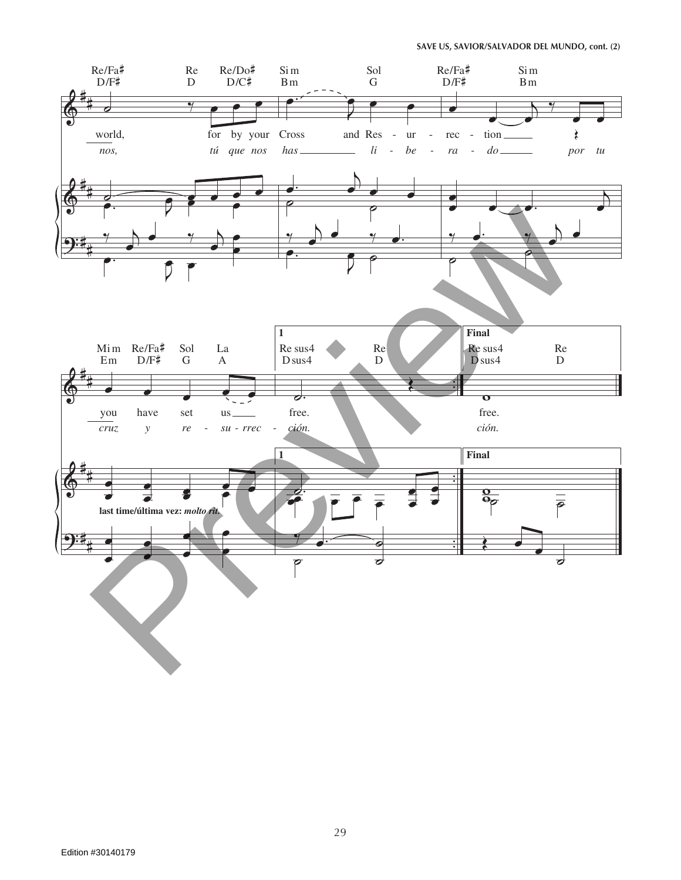Re/Fa♯ D/F♯ — Re D — Re/Do♯ D/C♯ — Si m Bm — Sol G — Re/Fa♯ D/F♯ — Si m Bm

world, for by your Cross and Res - ur - rec - tion

*nos, tú que nos has li - be - ra - do por tu*

Mi m Em — Re/Fa♯ D/F♯ — Sol G — La A — **1** Re sus4 Dsus4 — Re D — **Final** Re sus4 Dsus4 — Re D

you have set us free. free.

*cruz y re - su - rrec - ción. ción.*

last time/última vez: *molto rit.*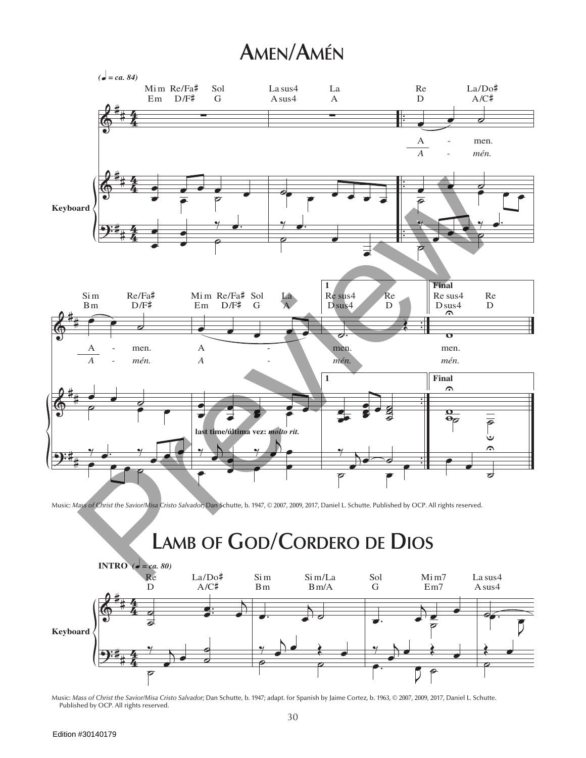# Amen/Amén

Music: *Mass of Christ the Savior/Misa Cristo Salvador;* Dan Schutte, b. 1947, © 2007, 2009, 2017, Daniel L. Schutte. Published by OCP. All rights reserved.

# Lamb of God/Cordero de Dios

Music: *Mass of Christ the Savior/Misa Cristo Salvador;* Dan Schutte, b. 1947; adapt. for Spanish by Jaime Cortez, b. 1963, © 2007, 2009, 2017, Daniel L. Schutte. Published by OCP. All rights reserved.

Edition #30140179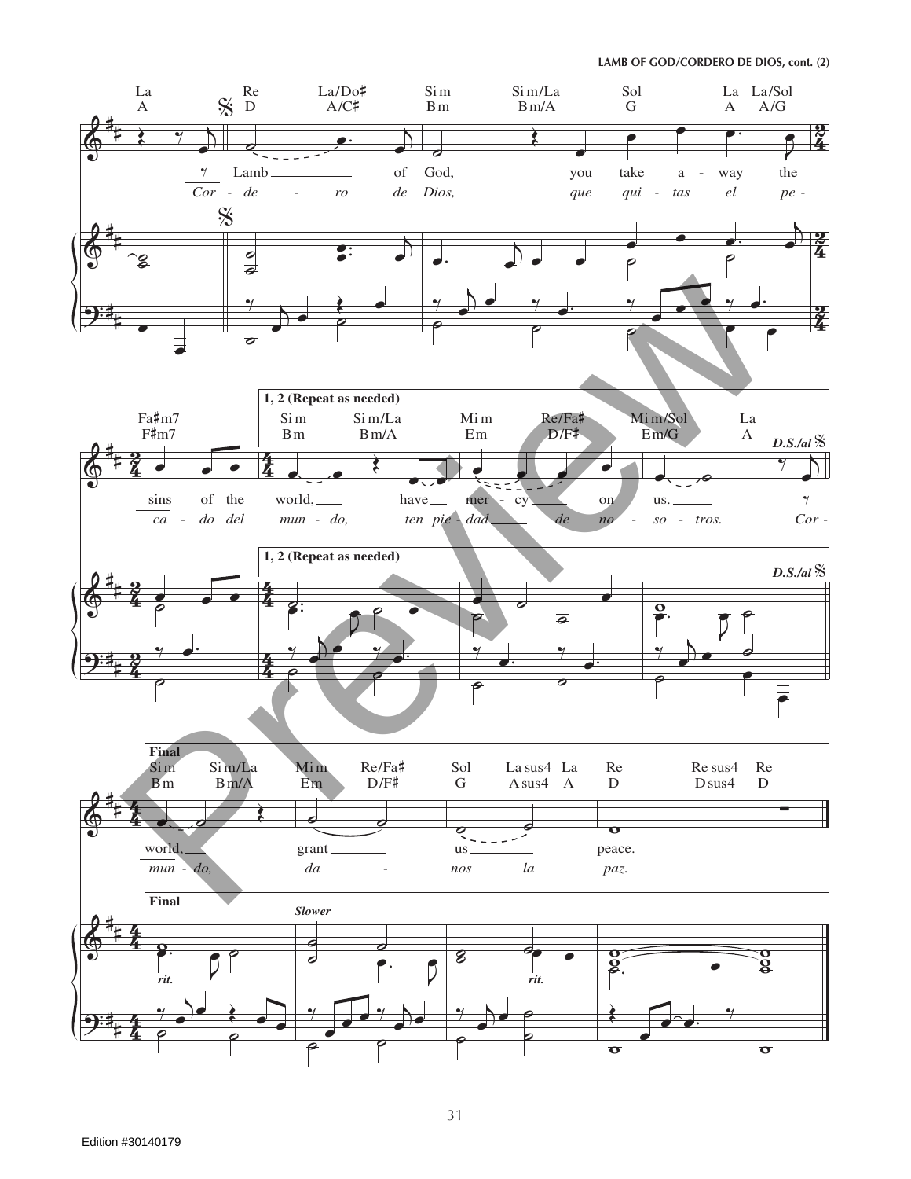LAMB OF GOD/CORDERO DE DIOS, cont. (2)

La / A — Re / D — La/Do♯ / A/C♯ — Si m / Bm — Si m/La / Bm/A — Sol / G — La / A — La/Sol / A/G

Lamb of God, you take a - way the

*Cor - de - ro de Dios, que qui - tas el pe -*

Fa♯m7 / F♯m7 — **1, 2 (Repeat as needed)** Si m / Bm — Si m/La / Bm/A — Mi m / Em — Re/Fa♯ / D/F♯ — Mi m/Sol / Em/G — La / A — ***D.S./al*** 𝄋

sins of the world, have mer - cy on us.

*ca - do del mun - do, ten pie - dad de no - so - tros. Cor -*

**Final** Si m / Bm — Si m/La / Bm/A — Mi m / Em — Re/Fa♯ / D/F♯ — Sol / G — La sus4 / A sus4 — La / A — Re / D — Re sus4 / D sus4 — Re / D

*Slower* — *rit.* — *rit.*

world, grant us peace.

*mun - do, da - nos la paz.*

Edition #30140179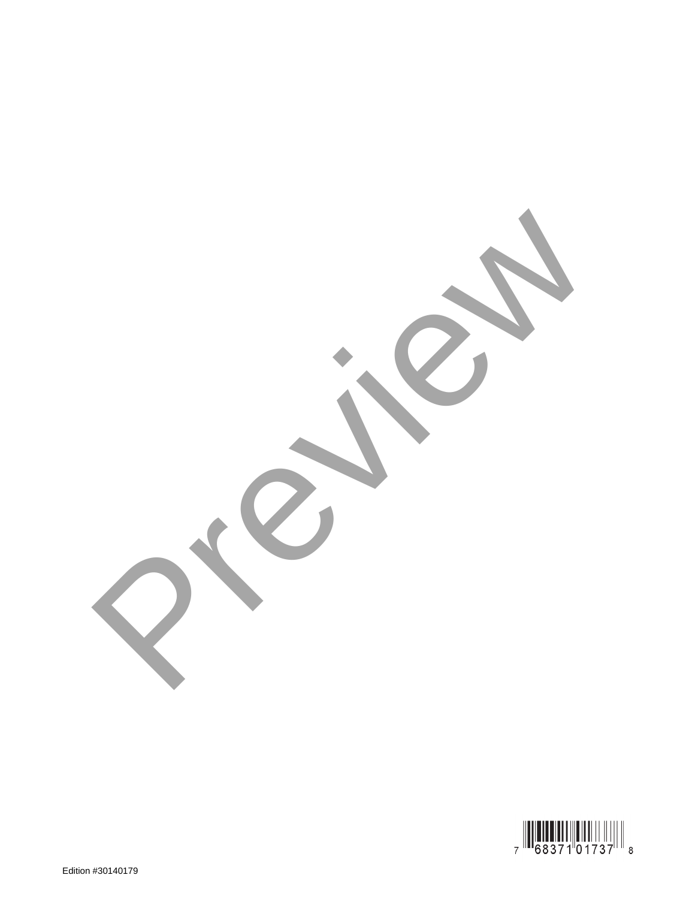Preview

7 68371 01737 8

Edition #30140179